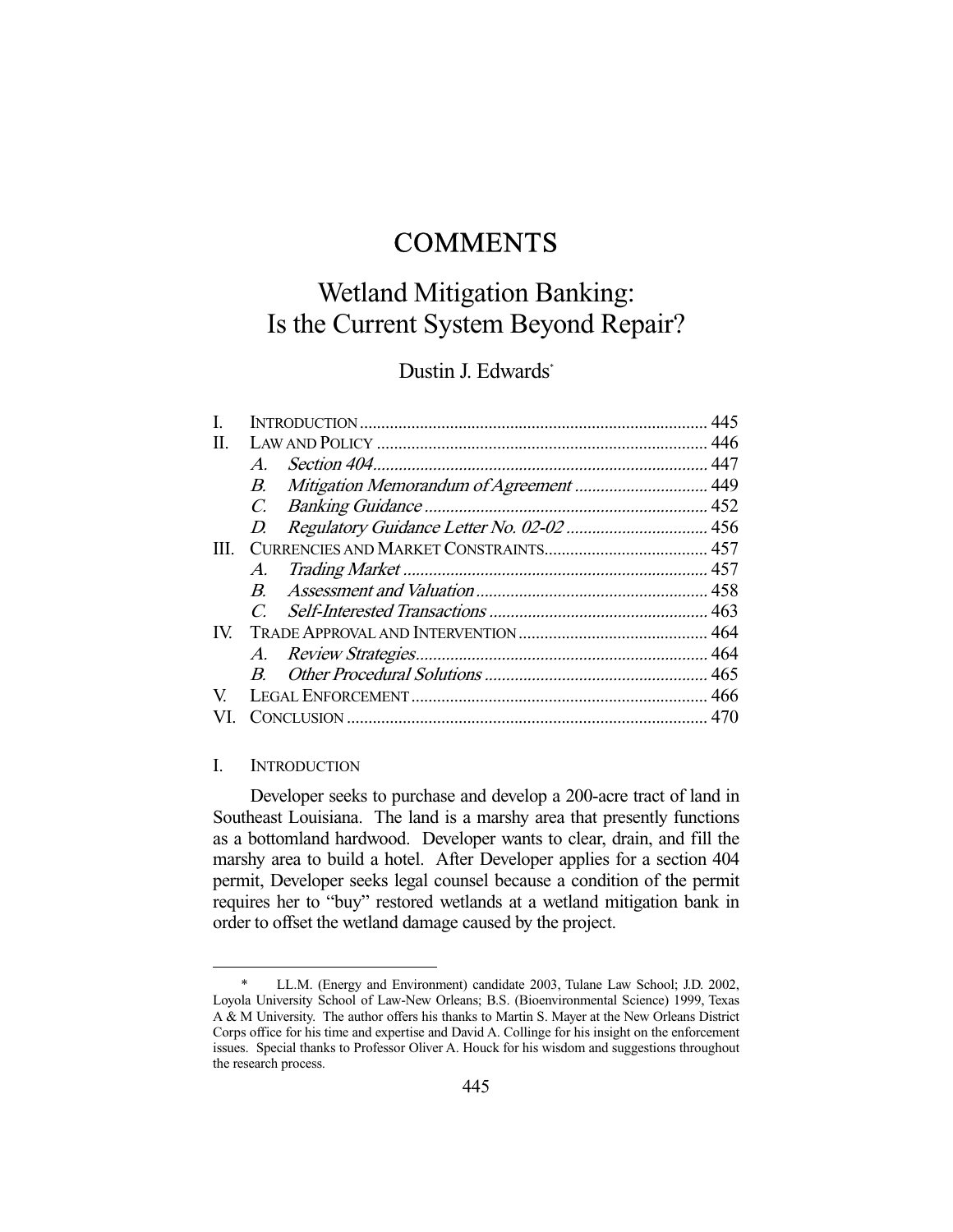# COMMENTS

# Wetland Mitigation Banking: Is the Current System Beyond Repair?

Dustin J. Edwards[*]

| | | |
|---|---|---|
| I. | INTRODUCTION | 445 |
| II. | LAW AND POLICY | 446 |
| | A. *Section 404* | 447 |
| | B. *Mitigation Memorandum of Agreement* | 449 |
| | C. *Banking Guidance* | 452 |
| | D. *Regulatory Guidance Letter No. 02-02* | 456 |
| III. | CURRENCIES AND MARKET CONSTRAINTS | 457 |
| | A. *Trading Market* | 457 |
| | B. *Assessment and Valuation* | 458 |
| | C. *Self-Interested Transactions* | 463 |
| IV. | TRADE APPROVAL AND INTERVENTION | 464 |
| | A. *Review Strategies* | 464 |
| | B. *Other Procedural Solutions* | 465 |
| V. | LEGAL ENFORCEMENT | 466 |
| VI. | CONCLUSION | 470 |

## I. INTRODUCTION

Developer seeks to purchase and develop a 200-acre tract of land in Southeast Louisiana. The land is a marshy area that presently functions as a bottomland hardwood. Developer wants to clear, drain, and fill the marshy area to build a hotel. After Developer applies for a section 404 permit, Developer seeks legal counsel because a condition of the permit requires her to "buy" restored wetlands at a wetland mitigation bank in order to offset the wetland damage caused by the project.

---

\* LL.M. (Energy and Environment) candidate 2003, Tulane Law School; J.D. 2002, Loyola University School of Law-New Orleans; B.S. (Bioenvironmental Science) 1999, Texas A & M University. The author offers his thanks to Martin S. Mayer at the New Orleans District Corps office for his time and expertise and David A. Collinge for his insight on the enforcement issues. Special thanks to Professor Oliver A. Houck for his wisdom and suggestions throughout the research process.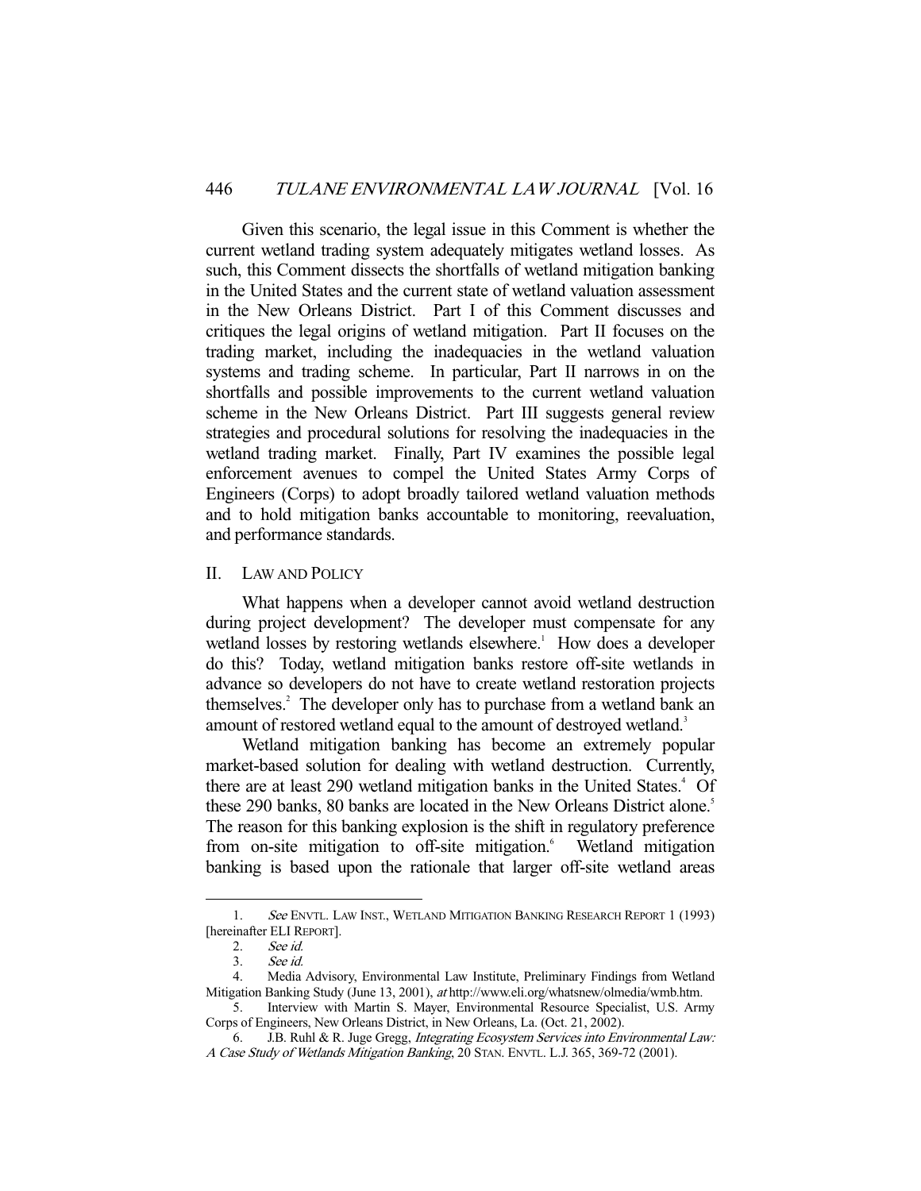Given this scenario, the legal issue in this Comment is whether the current wetland trading system adequately mitigates wetland losses. As such, this Comment dissects the shortfalls of wetland mitigation banking in the United States and the current state of wetland valuation assessment in the New Orleans District. Part I of this Comment discusses and critiques the legal origins of wetland mitigation. Part II focuses on the trading market, including the inadequacies in the wetland valuation systems and trading scheme. In particular, Part II narrows in on the shortfalls and possible improvements to the current wetland valuation scheme in the New Orleans District. Part III suggests general review strategies and procedural solutions for resolving the inadequacies in the wetland trading market. Finally, Part IV examines the possible legal enforcement avenues to compel the United States Army Corps of Engineers (Corps) to adopt broadly tailored wetland valuation methods and to hold mitigation banks accountable to monitoring, reevaluation, and performance standards.

## II. LAW AND POLICY

What happens when a developer cannot avoid wetland destruction during project development? The developer must compensate for any wetland losses by restoring wetlands elsewhere.[1] How does a developer do this? Today, wetland mitigation banks restore off-site wetlands in advance so developers do not have to create wetland restoration projects themselves.[2] The developer only has to purchase from a wetland bank an amount of restored wetland equal to the amount of destroyed wetland.[3]

Wetland mitigation banking has become an extremely popular market-based solution for dealing with wetland destruction. Currently, there are at least 290 wetland mitigation banks in the United States.[4] Of these 290 banks, 80 banks are located in the New Orleans District alone.[5] The reason for this banking explosion is the shift in regulatory preference from on-site mitigation to off-site mitigation.[6] Wetland mitigation banking is based upon the rationale that larger off-site wetland areas

---

1. *See* ENVTL. LAW INST., WETLAND MITIGATION BANKING RESEARCH REPORT 1 (1993) [hereinafter ELI REPORT].
2. *See id.*
3. *See id.*
4. Media Advisory, Environmental Law Institute, Preliminary Findings from Wetland Mitigation Banking Study (June 13, 2001), *at* http://www.eli.org/whatsnew/olmedia/wmb.htm.
5. Interview with Martin S. Mayer, Environmental Resource Specialist, U.S. Army Corps of Engineers, New Orleans District, in New Orleans, La. (Oct. 21, 2002).
6. J.B. Ruhl & R. Juge Gregg, *Integrating Ecosystem Services into Environmental Law: A Case Study of Wetlands Mitigation Banking*, 20 STAN. ENVTL. L.J. 365, 369-72 (2001).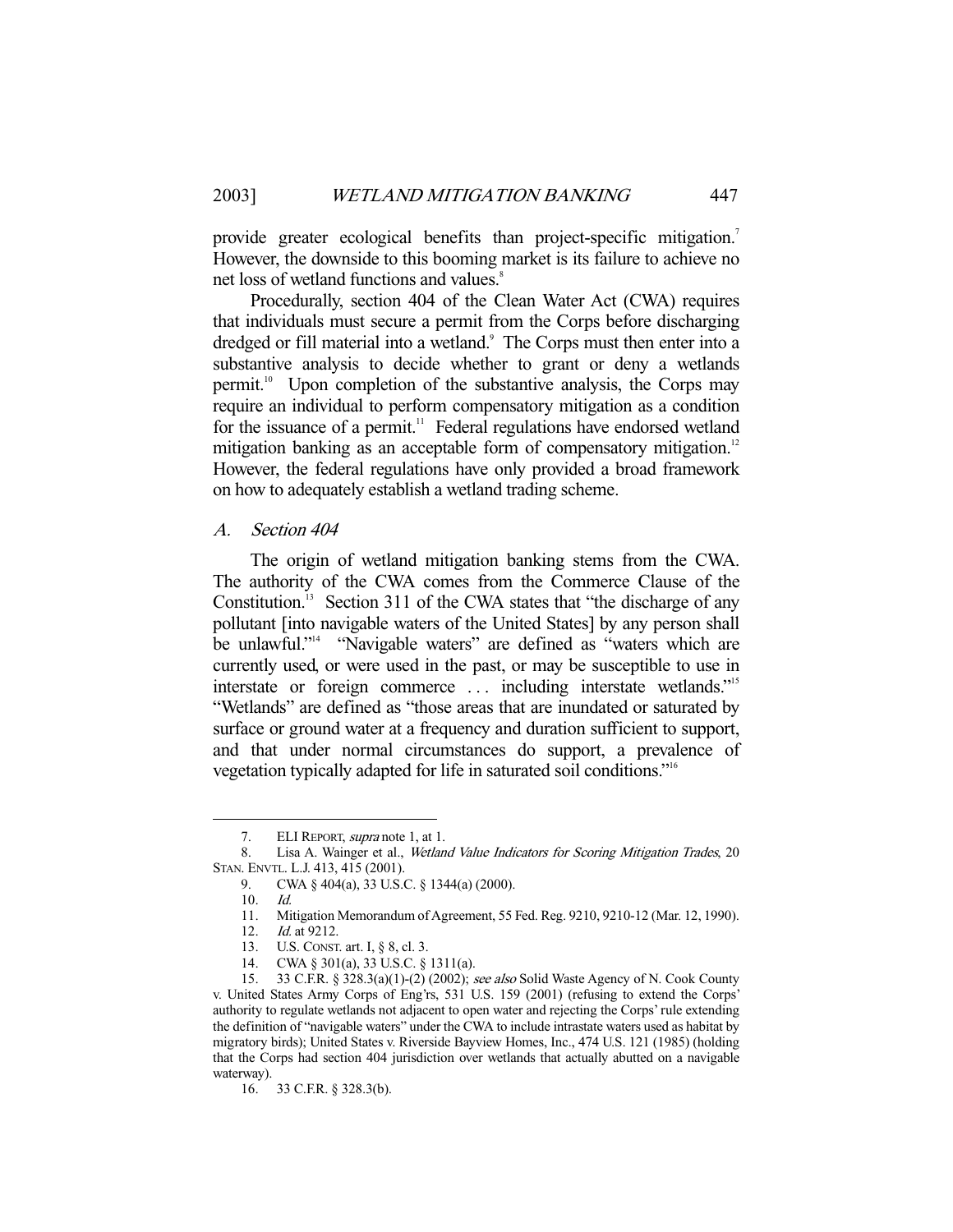provide greater ecological benefits than project-specific mitigation.[7] However, the downside to this booming market is its failure to achieve no net loss of wetland functions and values.[8]

Procedurally, section 404 of the Clean Water Act (CWA) requires that individuals must secure a permit from the Corps before discharging dredged or fill material into a wetland.[9] The Corps must then enter into a substantive analysis to decide whether to grant or deny a wetlands permit.[10] Upon completion of the substantive analysis, the Corps may require an individual to perform compensatory mitigation as a condition for the issuance of a permit.[11] Federal regulations have endorsed wetland mitigation banking as an acceptable form of compensatory mitigation.[12] However, the federal regulations have only provided a broad framework on how to adequately establish a wetland trading scheme.

### A. *Section 404*

The origin of wetland mitigation banking stems from the CWA. The authority of the CWA comes from the Commerce Clause of the Constitution.[13] Section 311 of the CWA states that "the discharge of any pollutant [into navigable waters of the United States] by any person shall be unlawful."[14] "Navigable waters" are defined as "waters which are currently used, or were used in the past, or may be susceptible to use in interstate or foreign commerce . . . including interstate wetlands."[15] "Wetlands" are defined as "those areas that are inundated or saturated by surface or ground water at a frequency and duration sufficient to support, and that under normal circumstances do support, a prevalence of vegetation typically adapted for life in saturated soil conditions."[16]

---

7. ELI REPORT, *supra* note 1, at 1.

8. Lisa A. Wainger et al., *Wetland Value Indicators for Scoring Mitigation Trades*, 20 STAN. ENVTL. L.J. 413, 415 (2001).

9. CWA § 404(a), 33 U.S.C. § 1344(a) (2000).

10. *Id.*

11. Mitigation Memorandum of Agreement, 55 Fed. Reg. 9210, 9210-12 (Mar. 12, 1990).

12. *Id.* at 9212.

13. U.S. CONST. art. I, § 8, cl. 3.

14. CWA § 301(a), 33 U.S.C. § 1311(a).

15. 33 C.F.R. § 328.3(a)(1)-(2) (2002); *see also* Solid Waste Agency of N. Cook County v. United States Army Corps of Eng'rs, 531 U.S. 159 (2001) (refusing to extend the Corps' authority to regulate wetlands not adjacent to open water and rejecting the Corps' rule extending the definition of "navigable waters" under the CWA to include intrastate waters used as habitat by migratory birds); United States v. Riverside Bayview Homes, Inc., 474 U.S. 121 (1985) (holding that the Corps had section 404 jurisdiction over wetlands that actually abutted on a navigable waterway).

16. 33 C.F.R. § 328.3(b).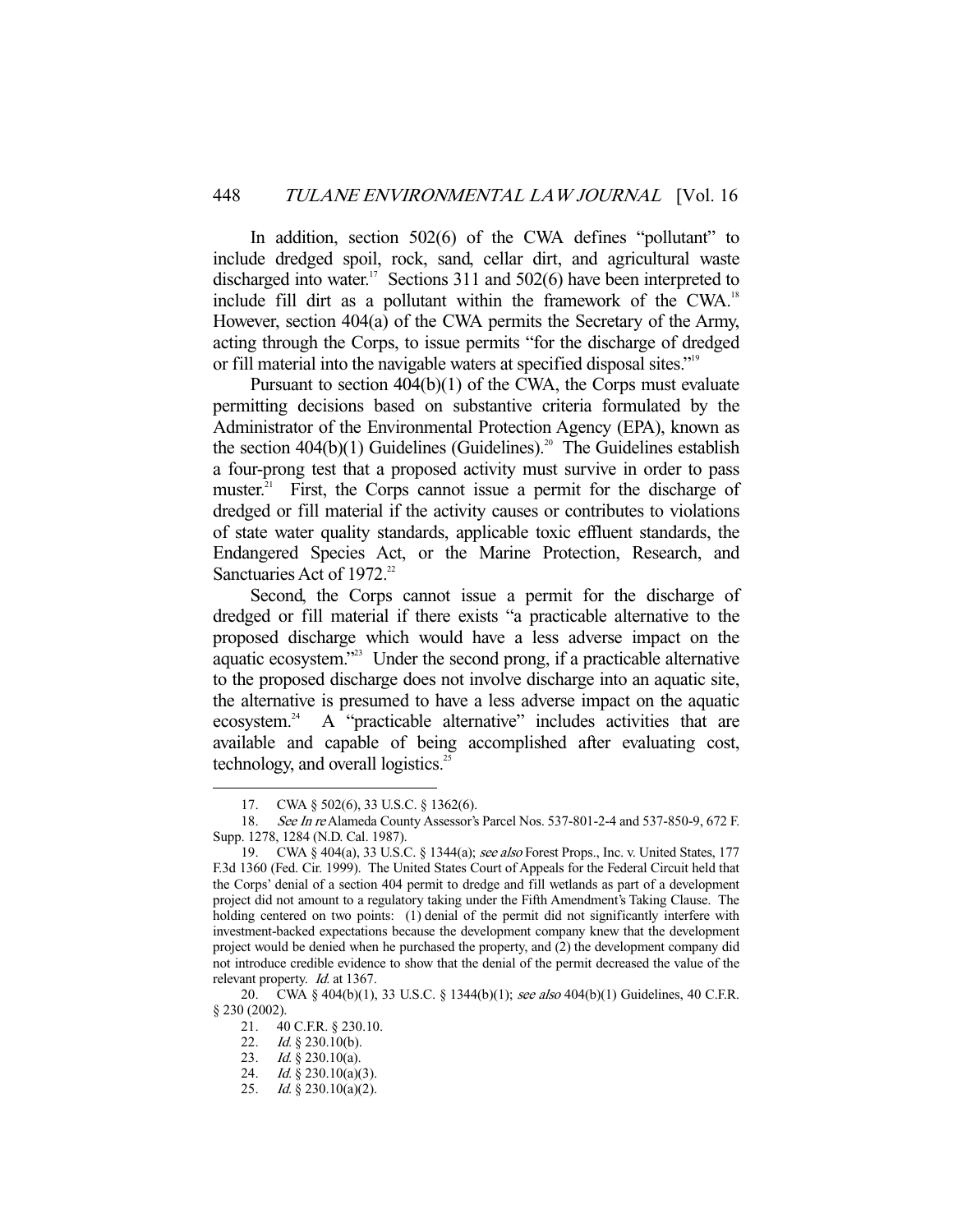In addition, section 502(6) of the CWA defines "pollutant" to include dredged spoil, rock, sand, cellar dirt, and agricultural waste discharged into water.[17] Sections 311 and 502(6) have been interpreted to include fill dirt as a pollutant within the framework of the CWA.[18] However, section 404(a) of the CWA permits the Secretary of the Army, acting through the Corps, to issue permits "for the discharge of dredged or fill material into the navigable waters at specified disposal sites."[19]

Pursuant to section 404(b)(1) of the CWA, the Corps must evaluate permitting decisions based on substantive criteria formulated by the Administrator of the Environmental Protection Agency (EPA), known as the section 404(b)(1) Guidelines (Guidelines).[20] The Guidelines establish a four-prong test that a proposed activity must survive in order to pass muster.[21] First, the Corps cannot issue a permit for the discharge of dredged or fill material if the activity causes or contributes to violations of state water quality standards, applicable toxic effluent standards, the Endangered Species Act, or the Marine Protection, Research, and Sanctuaries Act of 1972.[22]

Second, the Corps cannot issue a permit for the discharge of dredged or fill material if there exists "a practicable alternative to the proposed discharge which would have a less adverse impact on the aquatic ecosystem."[23] Under the second prong, if a practicable alternative to the proposed discharge does not involve discharge into an aquatic site, the alternative is presumed to have a less adverse impact on the aquatic ecosystem.[24] A "practicable alternative" includes activities that are available and capable of being accomplished after evaluating cost, technology, and overall logistics.[25]

---

17. CWA § 502(6), 33 U.S.C. § 1362(6).

18. *See In re* Alameda County Assessor's Parcel Nos. 537-801-2-4 and 537-850-9, 672 F. Supp. 1278, 1284 (N.D. Cal. 1987).

19. CWA § 404(a), 33 U.S.C. § 1344(a); *see also* Forest Props., Inc. v. United States, 177 F.3d 1360 (Fed. Cir. 1999). The United States Court of Appeals for the Federal Circuit held that the Corps' denial of a section 404 permit to dredge and fill wetlands as part of a development project did not amount to a regulatory taking under the Fifth Amendment's Taking Clause. The holding centered on two points: (1) denial of the permit did not significantly interfere with investment-backed expectations because the development company knew that the development project would be denied when he purchased the property, and (2) the development company did not introduce credible evidence to show that the denial of the permit decreased the value of the relevant property. *Id.* at 1367.

20. CWA § 404(b)(1), 33 U.S.C. § 1344(b)(1); *see also* 404(b)(1) Guidelines, 40 C.F.R. § 230 (2002).

21. 40 C.F.R. § 230.10.

22. *Id.* § 230.10(b).

23. *Id.* § 230.10(a).

24. *Id.* § 230.10(a)(3).

25. *Id.* § 230.10(a)(2).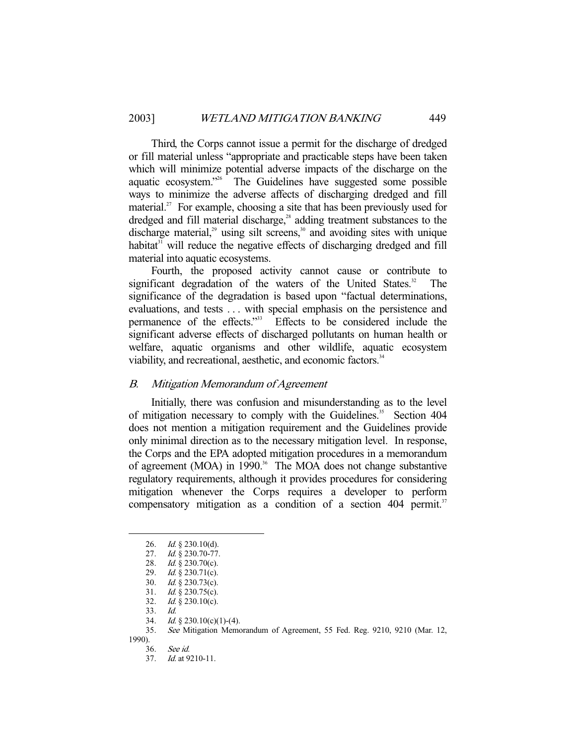Third, the Corps cannot issue a permit for the discharge of dredged or fill material unless "appropriate and practicable steps have been taken which will minimize potential adverse impacts of the discharge on the aquatic ecosystem."[26] The Guidelines have suggested some possible ways to minimize the adverse affects of discharging dredged and fill material.[27] For example, choosing a site that has been previously used for dredged and fill material discharge,[28] adding treatment substances to the discharge material,[29] using silt screens,[30] and avoiding sites with unique habitat[31] will reduce the negative effects of discharging dredged and fill material into aquatic ecosystems.

Fourth, the proposed activity cannot cause or contribute to significant degradation of the waters of the United States.[32] The significance of the degradation is based upon "factual determinations, evaluations, and tests . . . with special emphasis on the persistence and permanence of the effects."[33] Effects to be considered include the significant adverse effects of discharged pollutants on human health or welfare, aquatic organisms and other wildlife, aquatic ecosystem viability, and recreational, aesthetic, and economic factors.[34]

### B. *Mitigation Memorandum of Agreement*

Initially, there was confusion and misunderstanding as to the level of mitigation necessary to comply with the Guidelines.[35] Section 404 does not mention a mitigation requirement and the Guidelines provide only minimal direction as to the necessary mitigation level. In response, the Corps and the EPA adopted mitigation procedures in a memorandum of agreement (MOA) in 1990.[36] The MOA does not change substantive regulatory requirements, although it provides procedures for considering mitigation whenever the Corps requires a developer to perform compensatory mitigation as a condition of a section 404 permit.[37]

---

26. *Id.* § 230.10(d).
27. *Id.* § 230.70-77.
28. *Id.* § 230.70(c).
29. *Id.* § 230.71(c).
30. *Id.* § 230.73(c).
31. *Id.* § 230.75(c).
32. *Id.* § 230.10(c).
33. *Id.*
34. *Id.* § 230.10(c)(1)-(4).
35. *See* Mitigation Memorandum of Agreement, 55 Fed. Reg. 9210, 9210 (Mar. 12, 1990).
36. *See id.*
37. *Id.* at 9210-11.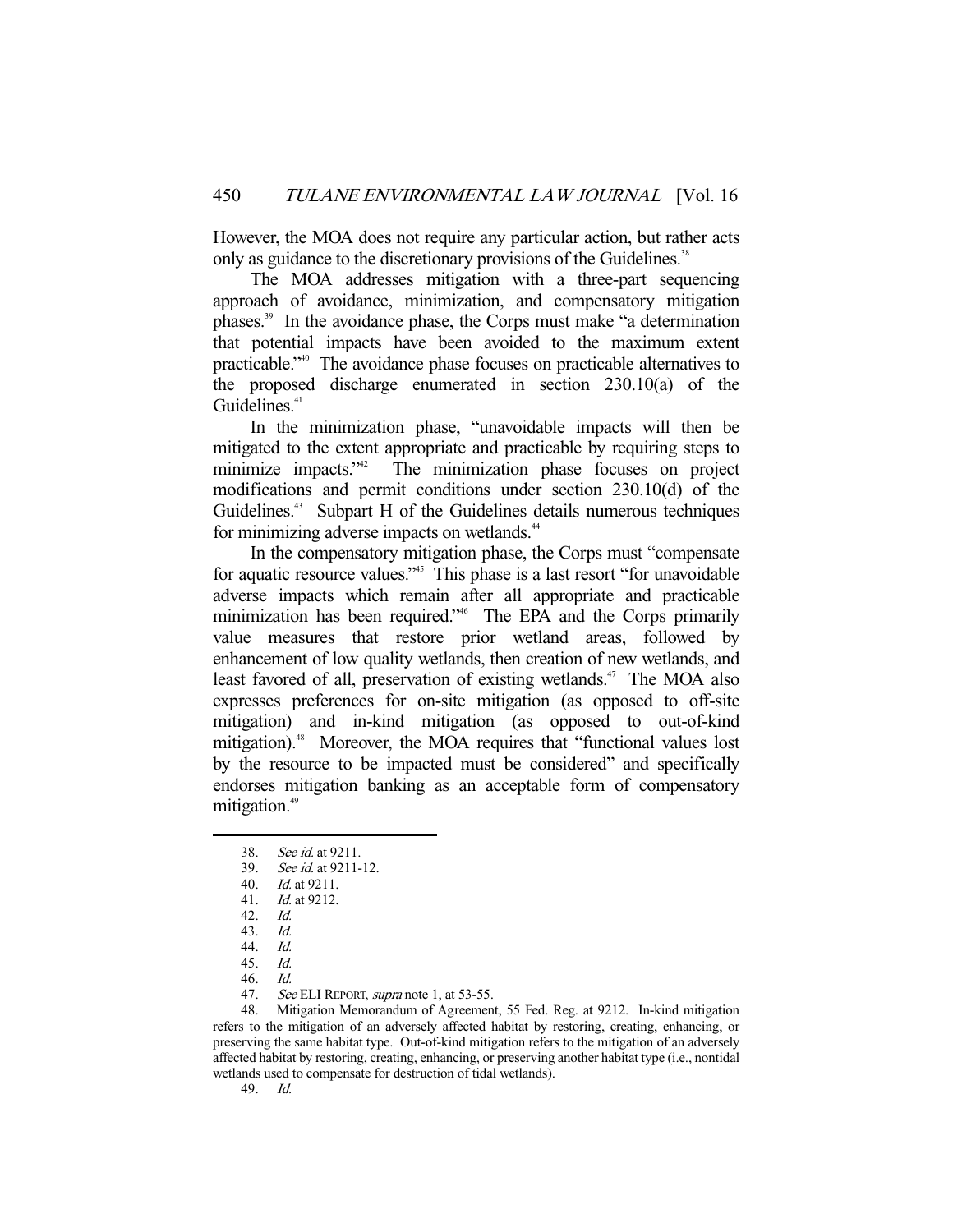However, the MOA does not require any particular action, but rather acts only as guidance to the discretionary provisions of the Guidelines.[38]

The MOA addresses mitigation with a three-part sequencing approach of avoidance, minimization, and compensatory mitigation phases.[39] In the avoidance phase, the Corps must make "a determination that potential impacts have been avoided to the maximum extent practicable."[40] The avoidance phase focuses on practicable alternatives to the proposed discharge enumerated in section 230.10(a) of the Guidelines.[41]

In the minimization phase, "unavoidable impacts will then be mitigated to the extent appropriate and practicable by requiring steps to minimize impacts."[42] The minimization phase focuses on project modifications and permit conditions under section 230.10(d) of the Guidelines.[43] Subpart H of the Guidelines details numerous techniques for minimizing adverse impacts on wetlands.[44]

In the compensatory mitigation phase, the Corps must "compensate for aquatic resource values."[45] This phase is a last resort "for unavoidable adverse impacts which remain after all appropriate and practicable minimization has been required."[46] The EPA and the Corps primarily value measures that restore prior wetland areas, followed by enhancement of low quality wetlands, then creation of new wetlands, and least favored of all, preservation of existing wetlands.[47] The MOA also expresses preferences for on-site mitigation (as opposed to off-site mitigation) and in-kind mitigation (as opposed to out-of-kind mitigation).[48] Moreover, the MOA requires that "functional values lost by the resource to be impacted must be considered" and specifically endorses mitigation banking as an acceptable form of compensatory mitigation.[49]

---

38. *See id.* at 9211.
39. *See id.* at 9211-12.
40. *Id.* at 9211.
41. *Id.* at 9212.
42. *Id.*
43. *Id.*
44. *Id.*
45. *Id.*
46. *Id.*
47. *See* ELI REPORT, *supra* note 1, at 53-55.
48. Mitigation Memorandum of Agreement, 55 Fed. Reg. at 9212. In-kind mitigation refers to the mitigation of an adversely affected habitat by restoring, creating, enhancing, or preserving the same habitat type. Out-of-kind mitigation refers to the mitigation of an adversely affected habitat by restoring, creating, enhancing, or preserving another habitat type (i.e., nontidal wetlands used to compensate for destruction of tidal wetlands).
49. *Id.*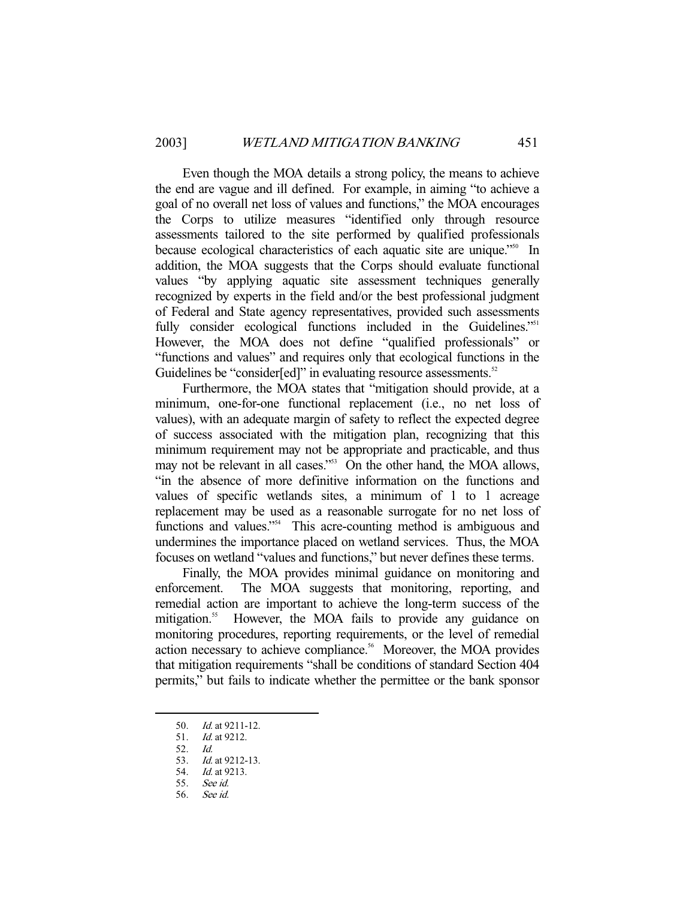Even though the MOA details a strong policy, the means to achieve the end are vague and ill defined. For example, in aiming "to achieve a goal of no overall net loss of values and functions," the MOA encourages the Corps to utilize measures "identified only through resource assessments tailored to the site performed by qualified professionals because ecological characteristics of each aquatic site are unique."[50] In addition, the MOA suggests that the Corps should evaluate functional values "by applying aquatic site assessment techniques generally recognized by experts in the field and/or the best professional judgment of Federal and State agency representatives, provided such assessments fully consider ecological functions included in the Guidelines."[51] However, the MOA does not define "qualified professionals" or "functions and values" and requires only that ecological functions in the Guidelines be "consider[ed]" in evaluating resource assessments.[52]

Furthermore, the MOA states that "mitigation should provide, at a minimum, one-for-one functional replacement (i.e., no net loss of values), with an adequate margin of safety to reflect the expected degree of success associated with the mitigation plan, recognizing that this minimum requirement may not be appropriate and practicable, and thus may not be relevant in all cases."[53] On the other hand, the MOA allows, "in the absence of more definitive information on the functions and values of specific wetlands sites, a minimum of 1 to 1 acreage replacement may be used as a reasonable surrogate for no net loss of functions and values."[54] This acre-counting method is ambiguous and undermines the importance placed on wetland services. Thus, the MOA focuses on wetland "values and functions," but never defines these terms.

Finally, the MOA provides minimal guidance on monitoring and enforcement. The MOA suggests that monitoring, reporting, and remedial action are important to achieve the long-term success of the mitigation.[55] However, the MOA fails to provide any guidance on monitoring procedures, reporting requirements, or the level of remedial action necessary to achieve compliance.[56] Moreover, the MOA provides that mitigation requirements "shall be conditions of standard Section 404 permits," but fails to indicate whether the permittee or the bank sponsor

50. *Id.* at 9211-12.
51. *Id.* at 9212.
52. *Id.*
53. *Id.* at 9212-13.
54. *Id.* at 9213.
55. *See id.*
56. *See id.*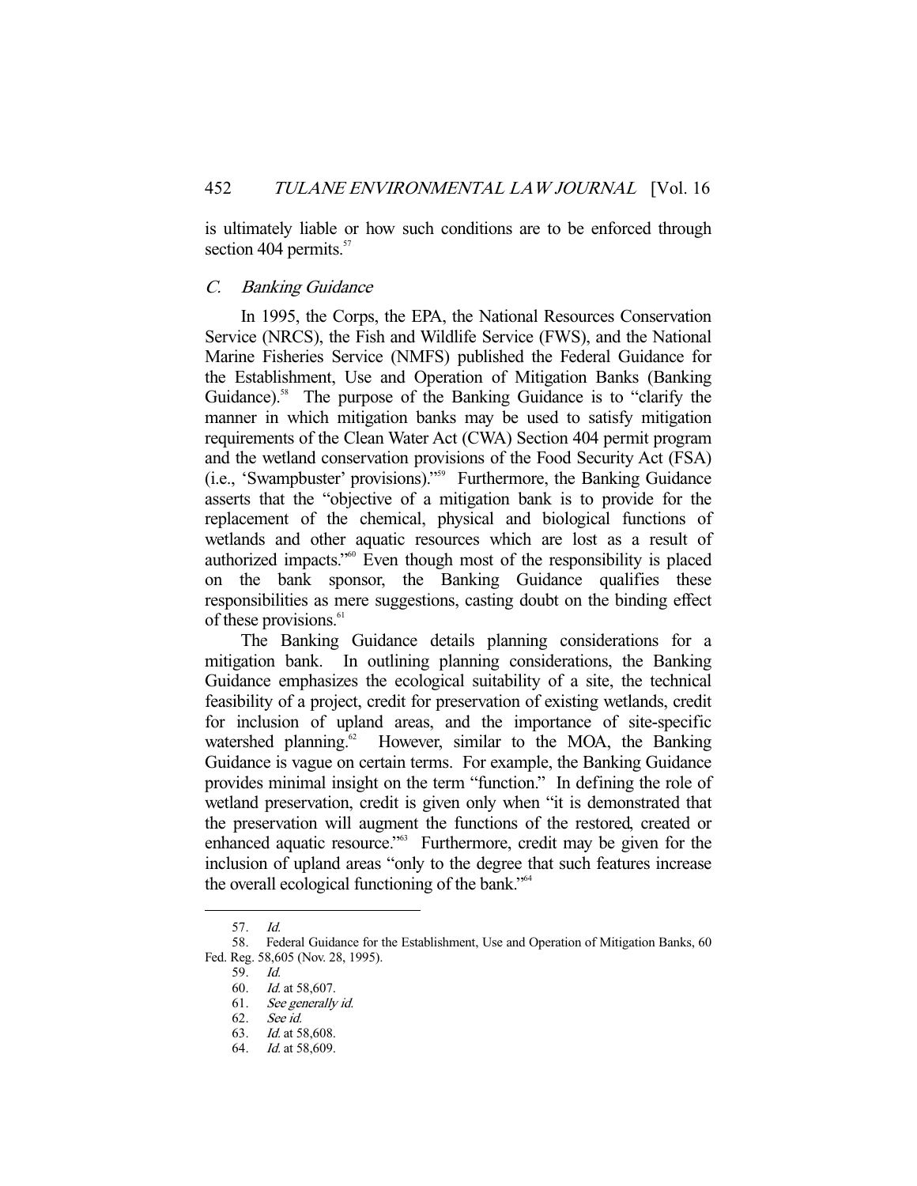is ultimately liable or how such conditions are to be enforced through section 404 permits.[57]

### *C. Banking Guidance*

In 1995, the Corps, the EPA, the National Resources Conservation Service (NRCS), the Fish and Wildlife Service (FWS), and the National Marine Fisheries Service (NMFS) published the Federal Guidance for the Establishment, Use and Operation of Mitigation Banks (Banking Guidance).[58] The purpose of the Banking Guidance is to "clarify the manner in which mitigation banks may be used to satisfy mitigation requirements of the Clean Water Act (CWA) Section 404 permit program and the wetland conservation provisions of the Food Security Act (FSA) (i.e., 'Swampbuster' provisions)."[59] Furthermore, the Banking Guidance asserts that the "objective of a mitigation bank is to provide for the replacement of the chemical, physical and biological functions of wetlands and other aquatic resources which are lost as a result of authorized impacts."[60] Even though most of the responsibility is placed on the bank sponsor, the Banking Guidance qualifies these responsibilities as mere suggestions, casting doubt on the binding effect of these provisions.[61]

The Banking Guidance details planning considerations for a mitigation bank. In outlining planning considerations, the Banking Guidance emphasizes the ecological suitability of a site, the technical feasibility of a project, credit for preservation of existing wetlands, credit for inclusion of upland areas, and the importance of site-specific watershed planning.[62] However, similar to the MOA, the Banking Guidance is vague on certain terms. For example, the Banking Guidance provides minimal insight on the term "function." In defining the role of wetland preservation, credit is given only when "it is demonstrated that the preservation will augment the functions of the restored, created or enhanced aquatic resource."[63] Furthermore, credit may be given for the inclusion of upland areas "only to the degree that such features increase the overall ecological functioning of the bank."[64]

---

57. *Id.*

58. Federal Guidance for the Establishment, Use and Operation of Mitigation Banks, 60 Fed. Reg. 58,605 (Nov. 28, 1995).

59. *Id.*

60. *Id.* at 58,607.

61. *See generally id.*

62. *See id.*

63. *Id.* at 58,608.

64. *Id.* at 58,609.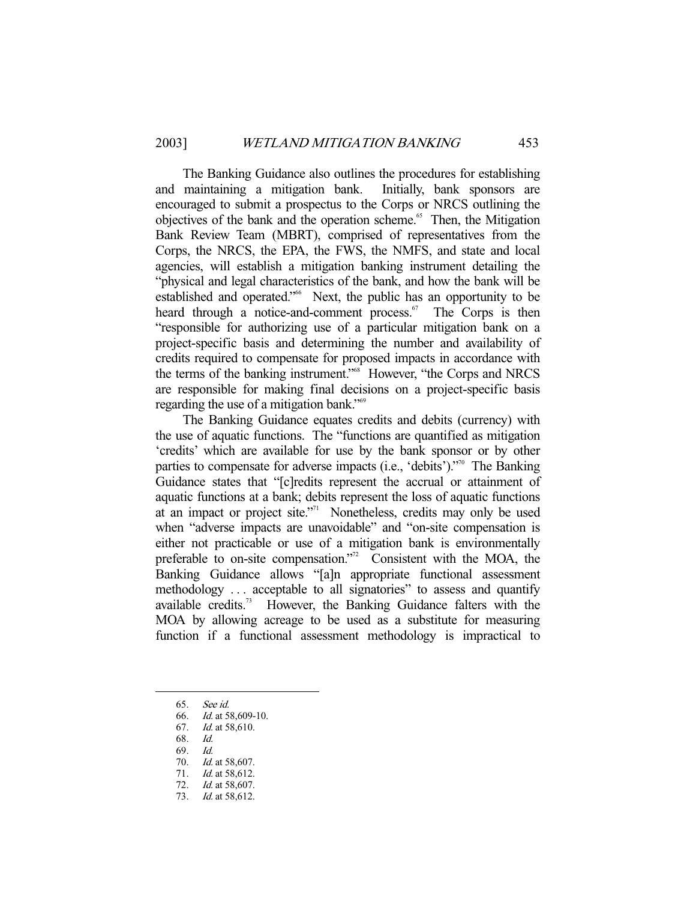The Banking Guidance also outlines the procedures for establishing and maintaining a mitigation bank. Initially, bank sponsors are encouraged to submit a prospectus to the Corps or NRCS outlining the objectives of the bank and the operation scheme.[65] Then, the Mitigation Bank Review Team (MBRT), comprised of representatives from the Corps, the NRCS, the EPA, the FWS, the NMFS, and state and local agencies, will establish a mitigation banking instrument detailing the "physical and legal characteristics of the bank, and how the bank will be established and operated."[66] Next, the public has an opportunity to be heard through a notice-and-comment process.[67] The Corps is then "responsible for authorizing use of a particular mitigation bank on a project-specific basis and determining the number and availability of credits required to compensate for proposed impacts in accordance with the terms of the banking instrument."[68] However, "the Corps and NRCS are responsible for making final decisions on a project-specific basis regarding the use of a mitigation bank."[69]

The Banking Guidance equates credits and debits (currency) with the use of aquatic functions. The "functions are quantified as mitigation 'credits' which are available for use by the bank sponsor or by other parties to compensate for adverse impacts (i.e., 'debits')."[70] The Banking Guidance states that "[c]redits represent the accrual or attainment of aquatic functions at a bank; debits represent the loss of aquatic functions at an impact or project site."[71] Nonetheless, credits may only be used when "adverse impacts are unavoidable" and "on-site compensation is either not practicable or use of a mitigation bank is environmentally preferable to on-site compensation."[72] Consistent with the MOA, the Banking Guidance allows "[a]n appropriate functional assessment methodology . . . acceptable to all signatories" to assess and quantify available credits.[73] However, the Banking Guidance falters with the MOA by allowing acreage to be used as a substitute for measuring function if a functional assessment methodology is impractical to

---

65. *See id.*
66. *Id.* at 58,609-10.
67. *Id.* at 58,610.
68. *Id.*
69. *Id.*
70. *Id.* at 58,607.
71. *Id.* at 58,612.
72. *Id.* at 58,607.
73. *Id.* at 58,612.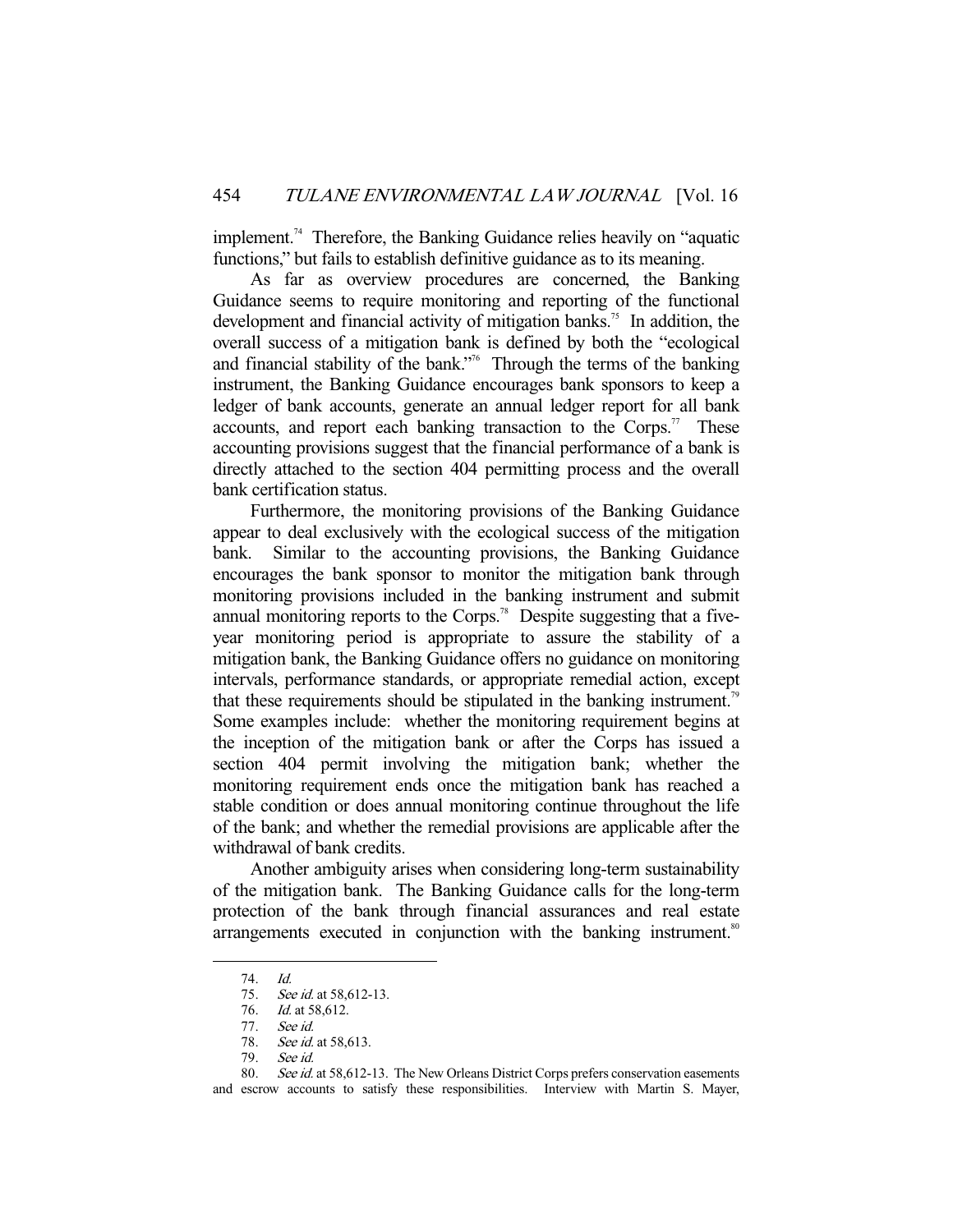implement.[74] Therefore, the Banking Guidance relies heavily on "aquatic functions," but fails to establish definitive guidance as to its meaning.

As far as overview procedures are concerned, the Banking Guidance seems to require monitoring and reporting of the functional development and financial activity of mitigation banks.[75] In addition, the overall success of a mitigation bank is defined by both the "ecological and financial stability of the bank."[76] Through the terms of the banking instrument, the Banking Guidance encourages bank sponsors to keep a ledger of bank accounts, generate an annual ledger report for all bank accounts, and report each banking transaction to the Corps.[77] These accounting provisions suggest that the financial performance of a bank is directly attached to the section 404 permitting process and the overall bank certification status.

Furthermore, the monitoring provisions of the Banking Guidance appear to deal exclusively with the ecological success of the mitigation bank. Similar to the accounting provisions, the Banking Guidance encourages the bank sponsor to monitor the mitigation bank through monitoring provisions included in the banking instrument and submit annual monitoring reports to the Corps.[78] Despite suggesting that a five-year monitoring period is appropriate to assure the stability of a mitigation bank, the Banking Guidance offers no guidance on monitoring intervals, performance standards, or appropriate remedial action, except that these requirements should be stipulated in the banking instrument.[79] Some examples include: whether the monitoring requirement begins at the inception of the mitigation bank or after the Corps has issued a section 404 permit involving the mitigation bank; whether the monitoring requirement ends once the mitigation bank has reached a stable condition or does annual monitoring continue throughout the life of the bank; and whether the remedial provisions are applicable after the withdrawal of bank credits.

Another ambiguity arises when considering long-term sustainability of the mitigation bank. The Banking Guidance calls for the long-term protection of the bank through financial assurances and real estate arrangements executed in conjunction with the banking instrument.[80]

---

74. *Id.*
75. *See id.* at 58,612-13.
76. *Id.* at 58,612.
77. *See id.*
78. *See id.* at 58,613.
79. *See id.*
80. *See id.* at 58,612-13. The New Orleans District Corps prefers conservation easements and escrow accounts to satisfy these responsibilities. Interview with Martin S. Mayer,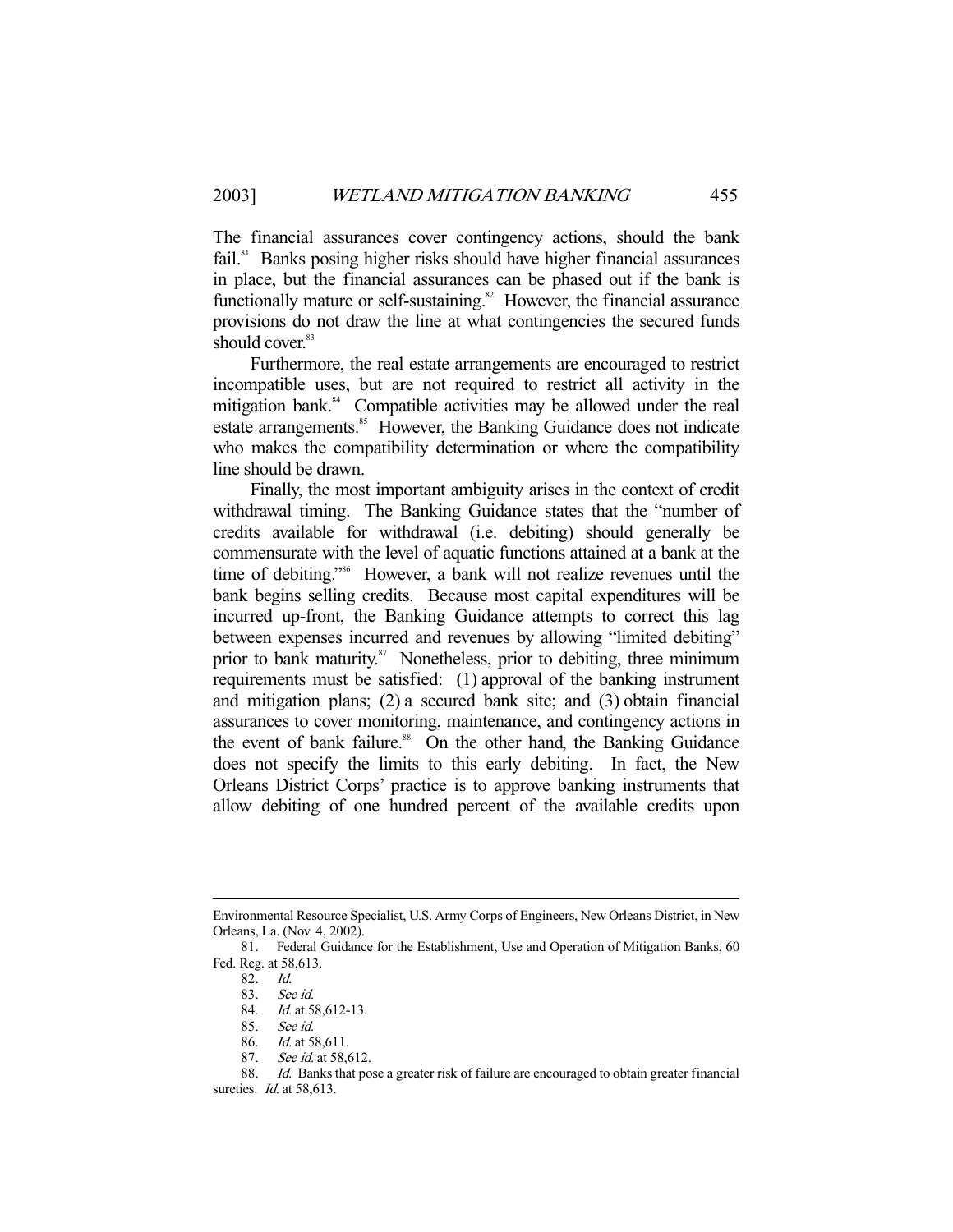The financial assurances cover contingency actions, should the bank fail.[81] Banks posing higher risks should have higher financial assurances in place, but the financial assurances can be phased out if the bank is functionally mature or self-sustaining.[82] However, the financial assurance provisions do not draw the line at what contingencies the secured funds should cover.[83]

Furthermore, the real estate arrangements are encouraged to restrict incompatible uses, but are not required to restrict all activity in the mitigation bank.[84] Compatible activities may be allowed under the real estate arrangements.[85] However, the Banking Guidance does not indicate who makes the compatibility determination or where the compatibility line should be drawn.

Finally, the most important ambiguity arises in the context of credit withdrawal timing. The Banking Guidance states that the "number of credits available for withdrawal (i.e. debiting) should generally be commensurate with the level of aquatic functions attained at a bank at the time of debiting."[86] However, a bank will not realize revenues until the bank begins selling credits. Because most capital expenditures will be incurred up-front, the Banking Guidance attempts to correct this lag between expenses incurred and revenues by allowing "limited debiting" prior to bank maturity.[87] Nonetheless, prior to debiting, three minimum requirements must be satisfied: (1) approval of the banking instrument and mitigation plans; (2) a secured bank site; and (3) obtain financial assurances to cover monitoring, maintenance, and contingency actions in the event of bank failure.[88] On the other hand, the Banking Guidance does not specify the limits to this early debiting. In fact, the New Orleans District Corps' practice is to approve banking instruments that allow debiting of one hundred percent of the available credits upon

---

Environmental Resource Specialist, U.S. Army Corps of Engineers, New Orleans District, in New Orleans, La. (Nov. 4, 2002).

81. Federal Guidance for the Establishment, Use and Operation of Mitigation Banks, 60 Fed. Reg. at 58,613.

82. *Id.*

83. *See id.*

84. *Id.* at 58,612-13.

85. *See id.*

86. *Id.* at 58,611.

87. *See id.* at 58,612.

88. *Id.* Banks that pose a greater risk of failure are encouraged to obtain greater financial sureties. *Id.* at 58,613.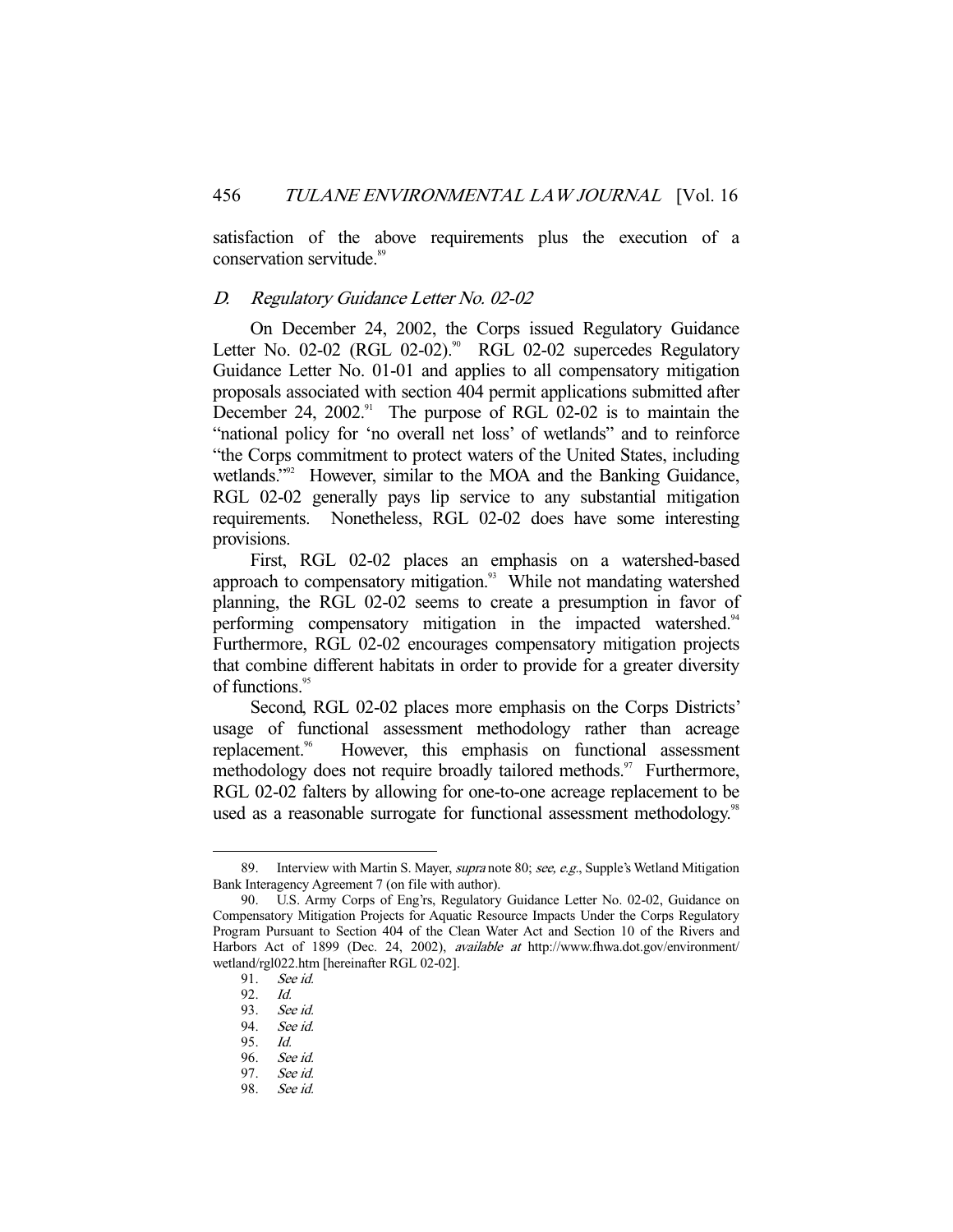satisfaction of the above requirements plus the execution of a conservation servitude.[89]

### D. *Regulatory Guidance Letter No. 02-02*

On December 24, 2002, the Corps issued Regulatory Guidance Letter No. 02-02 (RGL 02-02).[90] RGL 02-02 supercedes Regulatory Guidance Letter No. 01-01 and applies to all compensatory mitigation proposals associated with section 404 permit applications submitted after December 24, 2002.[91] The purpose of RGL 02-02 is to maintain the "national policy for 'no overall net loss' of wetlands" and to reinforce "the Corps commitment to protect waters of the United States, including wetlands."[92] However, similar to the MOA and the Banking Guidance, RGL 02-02 generally pays lip service to any substantial mitigation requirements. Nonetheless, RGL 02-02 does have some interesting provisions.

First, RGL 02-02 places an emphasis on a watershed-based approach to compensatory mitigation.[93] While not mandating watershed planning, the RGL 02-02 seems to create a presumption in favor of performing compensatory mitigation in the impacted watershed.[94] Furthermore, RGL 02-02 encourages compensatory mitigation projects that combine different habitats in order to provide for a greater diversity of functions.[95]

Second, RGL 02-02 places more emphasis on the Corps Districts' usage of functional assessment methodology rather than acreage replacement.[96] However, this emphasis on functional assessment methodology does not require broadly tailored methods.[97] Furthermore, RGL 02-02 falters by allowing for one-to-one acreage replacement to be used as a reasonable surrogate for functional assessment methodology.[98]

---

89. Interview with Martin S. Mayer, *supra* note 80; *see, e.g.*, Supple's Wetland Mitigation Bank Interagency Agreement 7 (on file with author).

90. U.S. Army Corps of Eng'rs, Regulatory Guidance Letter No. 02-02, Guidance on Compensatory Mitigation Projects for Aquatic Resource Impacts Under the Corps Regulatory Program Pursuant to Section 404 of the Clean Water Act and Section 10 of the Rivers and Harbors Act of 1899 (Dec. 24, 2002), *available at* http://www.fhwa.dot.gov/environment/wetland/rgl022.htm [hereinafter RGL 02-02].

91. *See id.*

92. *Id.*

93. *See id.*

94. *See id.*

95. *Id.*

96. *See id.*

97. *See id.*

98. *See id.*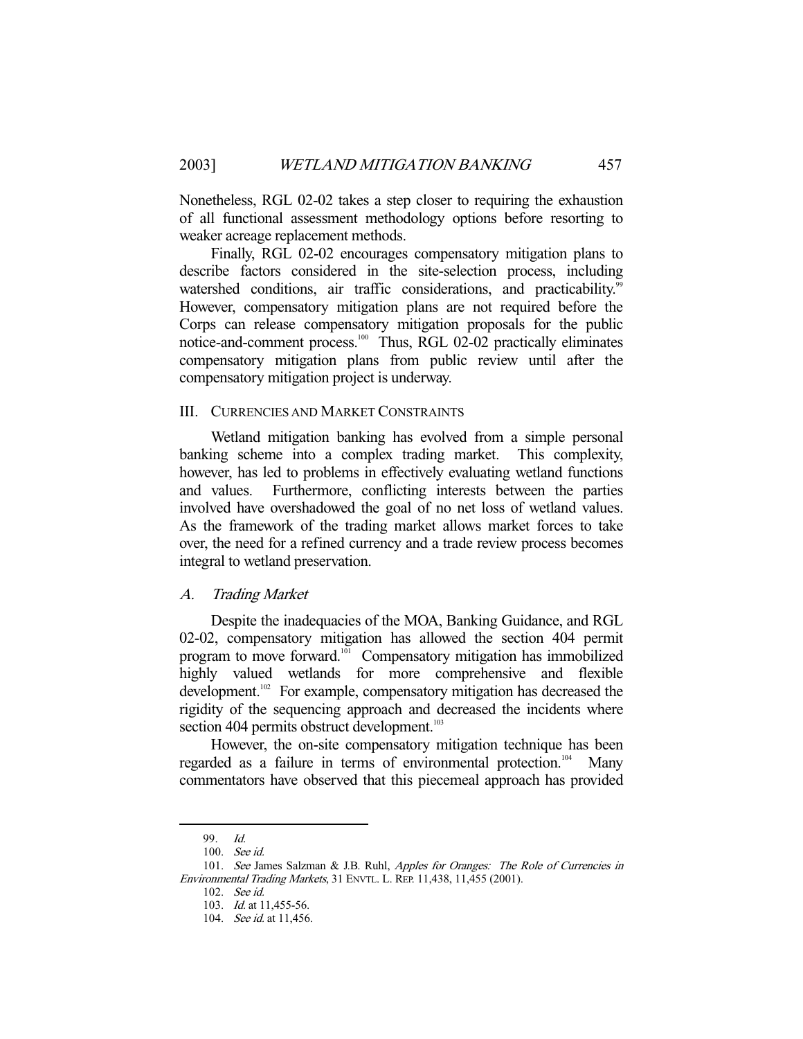Nonetheless, RGL 02-02 takes a step closer to requiring the exhaustion of all functional assessment methodology options before resorting to weaker acreage replacement methods.

Finally, RGL 02-02 encourages compensatory mitigation plans to describe factors considered in the site-selection process, including watershed conditions, air traffic considerations, and practicability.[99] However, compensatory mitigation plans are not required before the Corps can release compensatory mitigation proposals for the public notice-and-comment process.[100] Thus, RGL 02-02 practically eliminates compensatory mitigation plans from public review until after the compensatory mitigation project is underway.

## III. CURRENCIES AND MARKET CONSTRAINTS

Wetland mitigation banking has evolved from a simple personal banking scheme into a complex trading market. This complexity, however, has led to problems in effectively evaluating wetland functions and values. Furthermore, conflicting interests between the parties involved have overshadowed the goal of no net loss of wetland values. As the framework of the trading market allows market forces to take over, the need for a refined currency and a trade review process becomes integral to wetland preservation.

### *A. Trading Market*

Despite the inadequacies of the MOA, Banking Guidance, and RGL 02-02, compensatory mitigation has allowed the section 404 permit program to move forward.[101] Compensatory mitigation has immobilized highly valued wetlands for more comprehensive and flexible development.[102] For example, compensatory mitigation has decreased the rigidity of the sequencing approach and decreased the incidents where section 404 permits obstruct development.[103]

However, the on-site compensatory mitigation technique has been regarded as a failure in terms of environmental protection.[104] Many commentators have observed that this piecemeal approach has provided

---

99. *Id.*

100. *See id.*

101. *See* James Salzman & J.B. Ruhl, *Apples for Oranges: The Role of Currencies in Environmental Trading Markets*, 31 ENVTL. L. REP. 11,438, 11,455 (2001).

102. *See id.*

103. *Id.* at 11,455-56.

104. *See id.* at 11,456.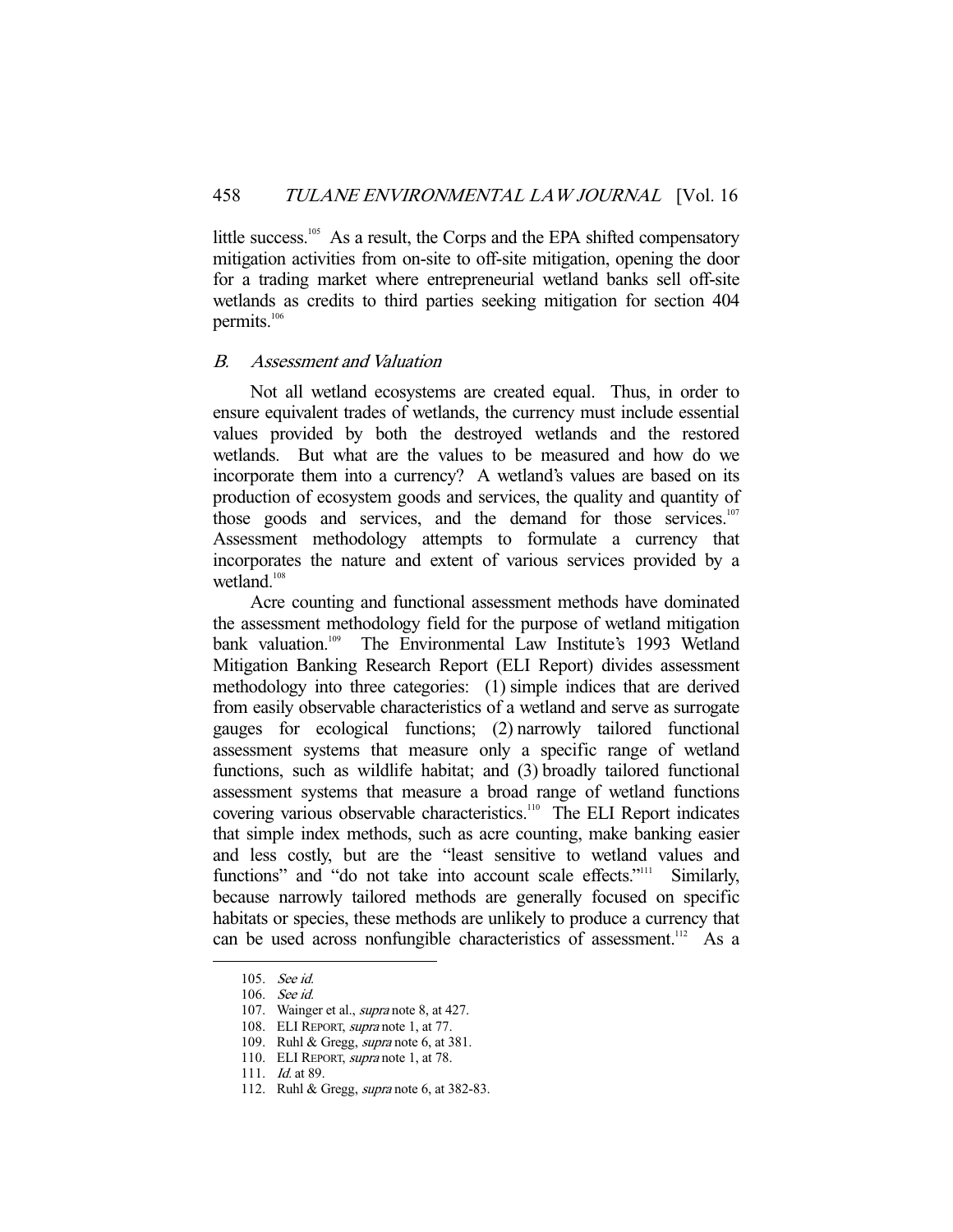little success.[105] As a result, the Corps and the EPA shifted compensatory mitigation activities from on-site to off-site mitigation, opening the door for a trading market where entrepreneurial wetland banks sell off-site wetlands as credits to third parties seeking mitigation for section 404 permits.[106]

### *B. Assessment and Valuation*

Not all wetland ecosystems are created equal. Thus, in order to ensure equivalent trades of wetlands, the currency must include essential values provided by both the destroyed wetlands and the restored wetlands. But what are the values to be measured and how do we incorporate them into a currency? A wetland's values are based on its production of ecosystem goods and services, the quality and quantity of those goods and services, and the demand for those services.[107] Assessment methodology attempts to formulate a currency that incorporates the nature and extent of various services provided by a wetland.[108]

Acre counting and functional assessment methods have dominated the assessment methodology field for the purpose of wetland mitigation bank valuation.[109] The Environmental Law Institute's 1993 Wetland Mitigation Banking Research Report (ELI Report) divides assessment methodology into three categories: (1) simple indices that are derived from easily observable characteristics of a wetland and serve as surrogate gauges for ecological functions; (2) narrowly tailored functional assessment systems that measure only a specific range of wetland functions, such as wildlife habitat; and (3) broadly tailored functional assessment systems that measure a broad range of wetland functions covering various observable characteristics.[110] The ELI Report indicates that simple index methods, such as acre counting, make banking easier and less costly, but are the "least sensitive to wetland values and functions" and "do not take into account scale effects."[111] Similarly, because narrowly tailored methods are generally focused on specific habitats or species, these methods are unlikely to produce a currency that can be used across nonfungible characteristics of assessment.[112] As a

---

105. *See id.*
106. *See id.*
107. Wainger et al., *supra* note 8, at 427.
108. ELI REPORT, *supra* note 1, at 77.
109. Ruhl & Gregg, *supra* note 6, at 381.
110. ELI REPORT, *supra* note 1, at 78.
111. *Id.* at 89.
112. Ruhl & Gregg, *supra* note 6, at 382-83.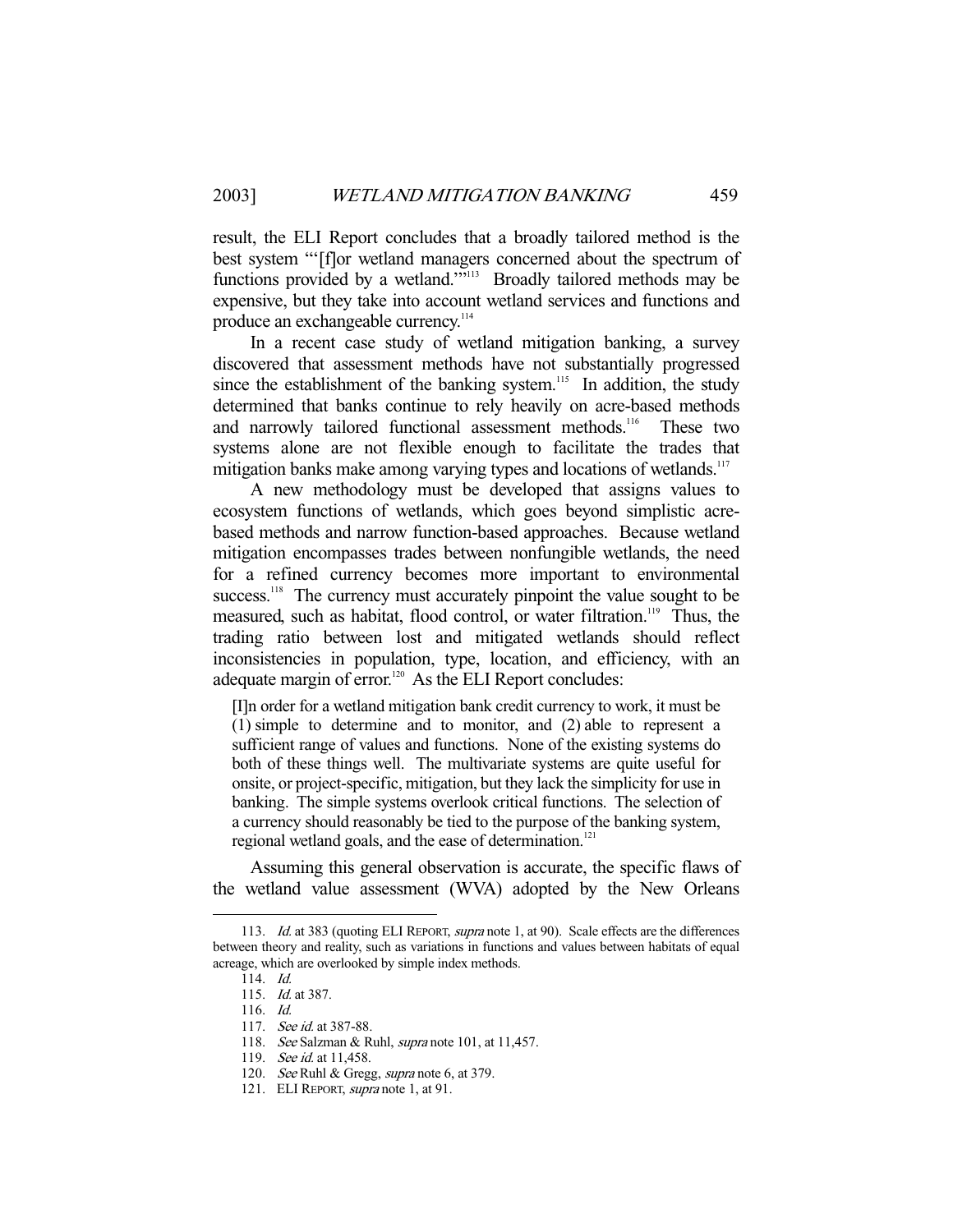result, the ELI Report concludes that a broadly tailored method is the best system "'[f]or wetland managers concerned about the spectrum of functions provided by a wetland.'"[113] Broadly tailored methods may be expensive, but they take into account wetland services and functions and produce an exchangeable currency.[114]

In a recent case study of wetland mitigation banking, a survey discovered that assessment methods have not substantially progressed since the establishment of the banking system.[115] In addition, the study determined that banks continue to rely heavily on acre-based methods and narrowly tailored functional assessment methods.[116] These two systems alone are not flexible enough to facilitate the trades that mitigation banks make among varying types and locations of wetlands.[117]

A new methodology must be developed that assigns values to ecosystem functions of wetlands, which goes beyond simplistic acre-based methods and narrow function-based approaches. Because wetland mitigation encompasses trades between nonfungible wetlands, the need for a refined currency becomes more important to environmental success.[118] The currency must accurately pinpoint the value sought to be measured, such as habitat, flood control, or water filtration.[119] Thus, the trading ratio between lost and mitigated wetlands should reflect inconsistencies in population, type, location, and efficiency, with an adequate margin of error.[120] As the ELI Report concludes:

> [I]n order for a wetland mitigation bank credit currency to work, it must be (1) simple to determine and to monitor, and (2) able to represent a sufficient range of values and functions. None of the existing systems do both of these things well. The multivariate systems are quite useful for onsite, or project-specific, mitigation, but they lack the simplicity for use in banking. The simple systems overlook critical functions. The selection of a currency should reasonably be tied to the purpose of the banking system, regional wetland goals, and the ease of determination.[121]

Assuming this general observation is accurate, the specific flaws of the wetland value assessment (WVA) adopted by the New Orleans

---

113. *Id.* at 383 (quoting ELI REPORT, *supra* note 1, at 90). Scale effects are the differences between theory and reality, such as variations in functions and values between habitats of equal acreage, which are overlooked by simple index methods.

114. *Id.*

115. *Id.* at 387.

116. *Id.*

117. *See id.* at 387-88.

118. *See* Salzman & Ruhl, *supra* note 101, at 11,457.

119. *See id.* at 11,458.

120. *See* Ruhl & Gregg, *supra* note 6, at 379.

121. ELI REPORT, *supra* note 1, at 91.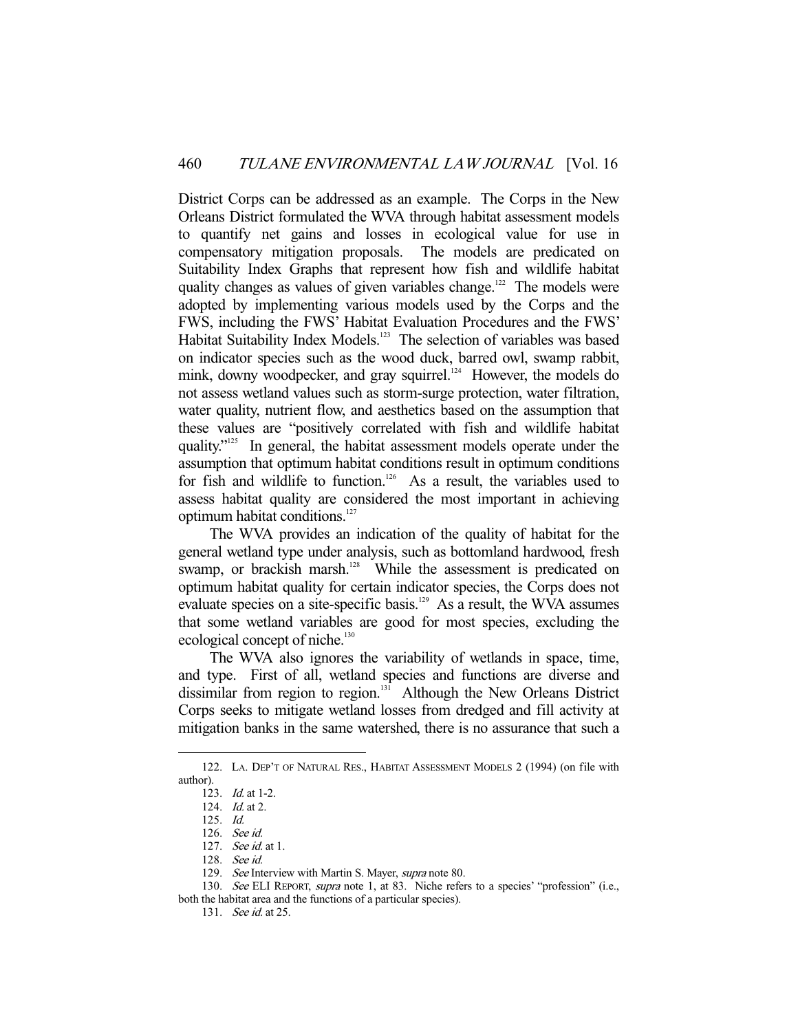District Corps can be addressed as an example. The Corps in the New Orleans District formulated the WVA through habitat assessment models to quantify net gains and losses in ecological value for use in compensatory mitigation proposals. The models are predicated on Suitability Index Graphs that represent how fish and wildlife habitat quality changes as values of given variables change.[122] The models were adopted by implementing various models used by the Corps and the FWS, including the FWS' Habitat Evaluation Procedures and the FWS' Habitat Suitability Index Models.[123] The selection of variables was based on indicator species such as the wood duck, barred owl, swamp rabbit, mink, downy woodpecker, and gray squirrel.[124] However, the models do not assess wetland values such as storm-surge protection, water filtration, water quality, nutrient flow, and aesthetics based on the assumption that these values are "positively correlated with fish and wildlife habitat quality."[125] In general, the habitat assessment models operate under the assumption that optimum habitat conditions result in optimum conditions for fish and wildlife to function.[126] As a result, the variables used to assess habitat quality are considered the most important in achieving optimum habitat conditions.[127]

The WVA provides an indication of the quality of habitat for the general wetland type under analysis, such as bottomland hardwood, fresh swamp, or brackish marsh.[128] While the assessment is predicated on optimum habitat quality for certain indicator species, the Corps does not evaluate species on a site-specific basis.[129] As a result, the WVA assumes that some wetland variables are good for most species, excluding the ecological concept of niche.[130]

The WVA also ignores the variability of wetlands in space, time, and type. First of all, wetland species and functions are diverse and dissimilar from region to region.[131] Although the New Orleans District Corps seeks to mitigate wetland losses from dredged and fill activity at mitigation banks in the same watershed, there is no assurance that such a

---

122. LA. DEP'T OF NATURAL RES., HABITAT ASSESSMENT MODELS 2 (1994) (on file with author).

123. *Id.* at 1-2.

124. *Id.* at 2.

125. *Id.*

126. *See id.*

127. *See id.* at 1.

128. *See id.*

129. *See* Interview with Martin S. Mayer, *supra* note 80.

130. *See* ELI REPORT, *supra* note 1, at 83. Niche refers to a species' "profession" (i.e., both the habitat area and the functions of a particular species).

131. *See id.* at 25.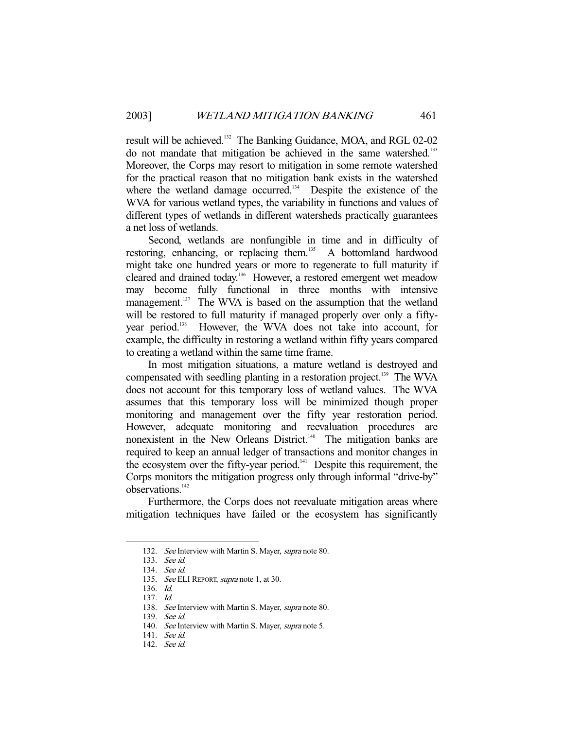result will be achieved.[132] The Banking Guidance, MOA, and RGL 02-02 do not mandate that mitigation be achieved in the same watershed.[133] Moreover, the Corps may resort to mitigation in some remote watershed for the practical reason that no mitigation bank exists in the watershed where the wetland damage occurred.[134] Despite the existence of the WVA for various wetland types, the variability in functions and values of different types of wetlands in different watersheds practically guarantees a net loss of wetlands.

Second, wetlands are nonfungible in time and in difficulty of restoring, enhancing, or replacing them.[135] A bottomland hardwood might take one hundred years or more to regenerate to full maturity if cleared and drained today.[136] However, a restored emergent wet meadow may become fully functional in three months with intensive management.[137] The WVA is based on the assumption that the wetland will be restored to full maturity if managed properly over only a fifty-year period.[138] However, the WVA does not take into account, for example, the difficulty in restoring a wetland within fifty years compared to creating a wetland within the same time frame.

In most mitigation situations, a mature wetland is destroyed and compensated with seedling planting in a restoration project.[139] The WVA does not account for this temporary loss of wetland values. The WVA assumes that this temporary loss will be minimized though proper monitoring and management over the fifty year restoration period. However, adequate monitoring and reevaluation procedures are nonexistent in the New Orleans District.[140] The mitigation banks are required to keep an annual ledger of transactions and monitor changes in the ecosystem over the fifty-year period.[141] Despite this requirement, the Corps monitors the mitigation progress only through informal "drive-by" observations.[142]

Furthermore, the Corps does not reevaluate mitigation areas where mitigation techniques have failed or the ecosystem has significantly

---

132. *See* Interview with Martin S. Mayer, *supra* note 80.

133. *See id.*

134. *See id.*

135. *See* ELI REPORT, *supra* note 1, at 30.

136. *Id.*

137. *Id.*

138. *See* Interview with Martin S. Mayer, *supra* note 80.

139. *See id.*

140. *See* Interview with Martin S. Mayer, *supra* note 5.

141. *See id.*

142. *See id.*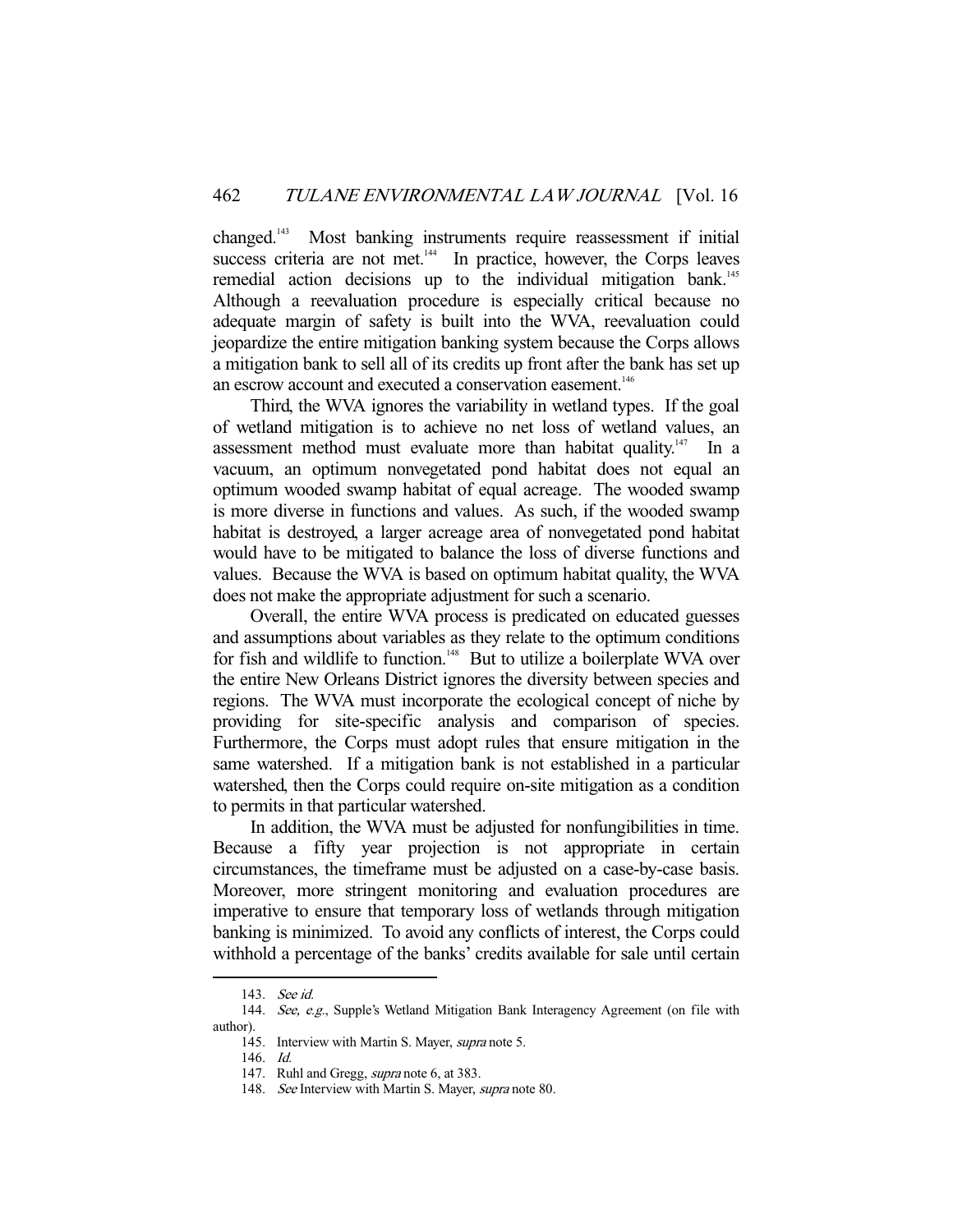changed.[143] Most banking instruments require reassessment if initial success criteria are not met.[144] In practice, however, the Corps leaves remedial action decisions up to the individual mitigation bank.[145] Although a reevaluation procedure is especially critical because no adequate margin of safety is built into the WVA, reevaluation could jeopardize the entire mitigation banking system because the Corps allows a mitigation bank to sell all of its credits up front after the bank has set up an escrow account and executed a conservation easement.[146]

Third, the WVA ignores the variability in wetland types. If the goal of wetland mitigation is to achieve no net loss of wetland values, an assessment method must evaluate more than habitat quality.[147] In a vacuum, an optimum nonvegetated pond habitat does not equal an optimum wooded swamp habitat of equal acreage. The wooded swamp is more diverse in functions and values. As such, if the wooded swamp habitat is destroyed, a larger acreage area of nonvegetated pond habitat would have to be mitigated to balance the loss of diverse functions and values. Because the WVA is based on optimum habitat quality, the WVA does not make the appropriate adjustment for such a scenario.

Overall, the entire WVA process is predicated on educated guesses and assumptions about variables as they relate to the optimum conditions for fish and wildlife to function.[148] But to utilize a boilerplate WVA over the entire New Orleans District ignores the diversity between species and regions. The WVA must incorporate the ecological concept of niche by providing for site-specific analysis and comparison of species. Furthermore, the Corps must adopt rules that ensure mitigation in the same watershed. If a mitigation bank is not established in a particular watershed, then the Corps could require on-site mitigation as a condition to permits in that particular watershed.

In addition, the WVA must be adjusted for nonfungibilities in time. Because a fifty year projection is not appropriate in certain circumstances, the timeframe must be adjusted on a case-by-case basis. Moreover, more stringent monitoring and evaluation procedures are imperative to ensure that temporary loss of wetlands through mitigation banking is minimized. To avoid any conflicts of interest, the Corps could withhold a percentage of the banks' credits available for sale until certain

---

143. *See id.*

144. *See, e.g.*, Supple's Wetland Mitigation Bank Interagency Agreement (on file with author).

145. Interview with Martin S. Mayer, *supra* note 5.

146. *Id.*

147. Ruhl and Gregg, *supra* note 6, at 383.

148. *See* Interview with Martin S. Mayer, *supra* note 80.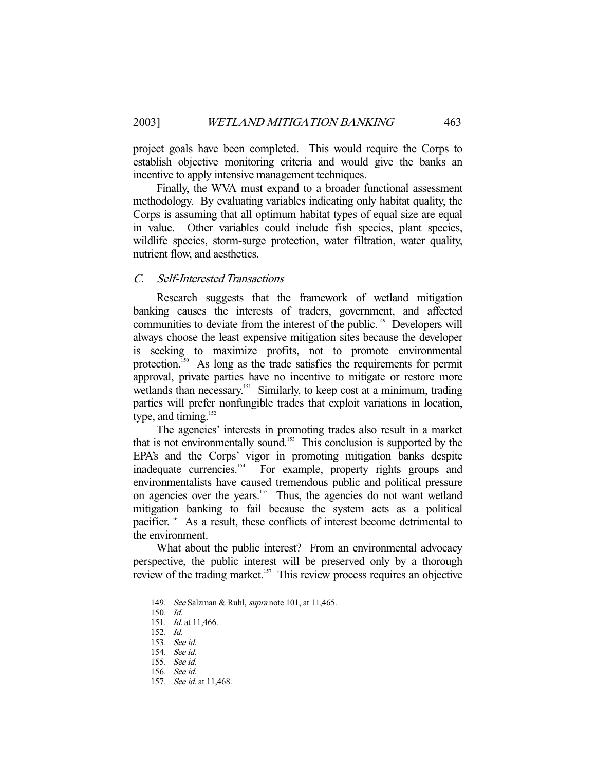project goals have been completed. This would require the Corps to establish objective monitoring criteria and would give the banks an incentive to apply intensive management techniques.

Finally, the WVA must expand to a broader functional assessment methodology. By evaluating variables indicating only habitat quality, the Corps is assuming that all optimum habitat types of equal size are equal in value. Other variables could include fish species, plant species, wildlife species, storm-surge protection, water filtration, water quality, nutrient flow, and aesthetics.

### *C. Self-Interested Transactions*

Research suggests that the framework of wetland mitigation banking causes the interests of traders, government, and affected communities to deviate from the interest of the public.[149] Developers will always choose the least expensive mitigation sites because the developer is seeking to maximize profits, not to promote environmental protection.[150] As long as the trade satisfies the requirements for permit approval, private parties have no incentive to mitigate or restore more wetlands than necessary.[151] Similarly, to keep cost at a minimum, trading parties will prefer nonfungible trades that exploit variations in location, type, and timing.[152]

The agencies' interests in promoting trades also result in a market that is not environmentally sound.[153] This conclusion is supported by the EPA's and the Corps' vigor in promoting mitigation banks despite inadequate currencies.[154] For example, property rights groups and environmentalists have caused tremendous public and political pressure on agencies over the years.[155] Thus, the agencies do not want wetland mitigation banking to fail because the system acts as a political pacifier.[156] As a result, these conflicts of interest become detrimental to the environment.

What about the public interest? From an environmental advocacy perspective, the public interest will be preserved only by a thorough review of the trading market.[157] This review process requires an objective

149. *See* Salzman & Ruhl, *supra* note 101, at 11,465.
150. *Id.*
151. *Id.* at 11,466.
152. *Id.*
153. *See id.*
154. *See id.*
155. *See id.*
156. *See id.*
157. *See id.* at 11,468.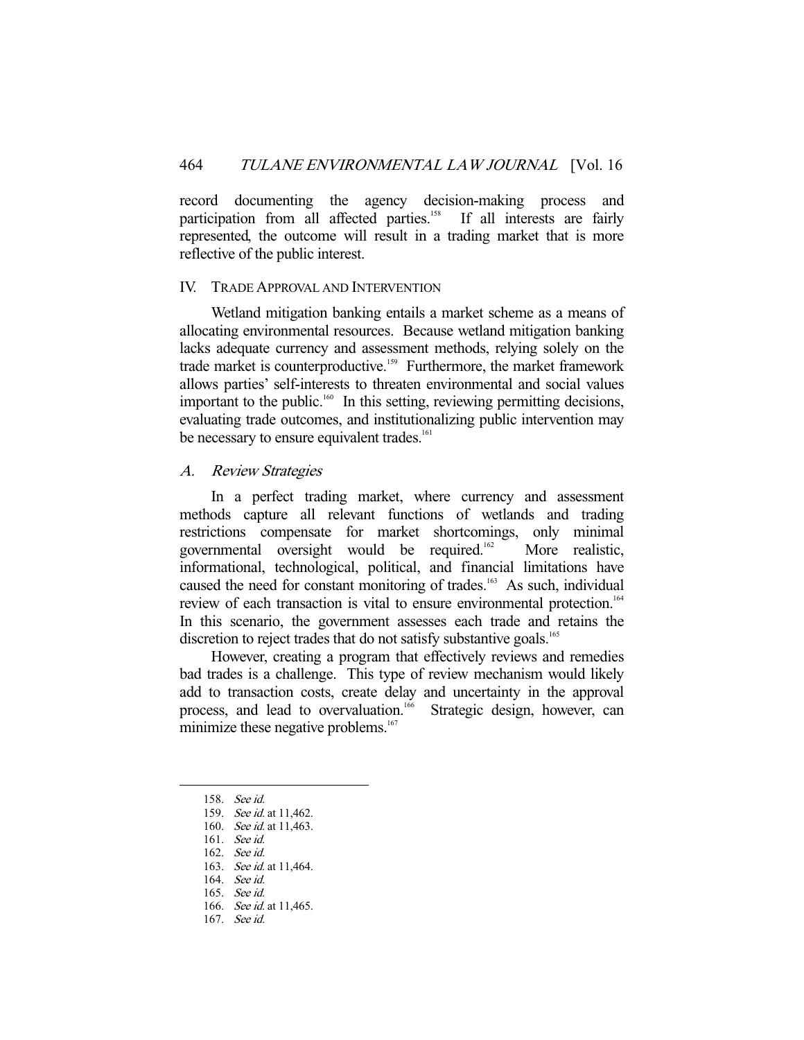record documenting the agency decision-making process and participation from all affected parties.[158] If all interests are fairly represented, the outcome will result in a trading market that is more reflective of the public interest.

## IV. TRADE APPROVAL AND INTERVENTION

Wetland mitigation banking entails a market scheme as a means of allocating environmental resources. Because wetland mitigation banking lacks adequate currency and assessment methods, relying solely on the trade market is counterproductive.[159] Furthermore, the market framework allows parties' self-interests to threaten environmental and social values important to the public.[160] In this setting, reviewing permitting decisions, evaluating trade outcomes, and institutionalizing public intervention may be necessary to ensure equivalent trades.[161]

### *A. Review Strategies*

In a perfect trading market, where currency and assessment methods capture all relevant functions of wetlands and trading restrictions compensate for market shortcomings, only minimal governmental oversight would be required.[162] More realistic, informational, technological, political, and financial limitations have caused the need for constant monitoring of trades.[163] As such, individual review of each transaction is vital to ensure environmental protection.[164] In this scenario, the government assesses each trade and retains the discretion to reject trades that do not satisfy substantive goals.[165]

However, creating a program that effectively reviews and remedies bad trades is a challenge. This type of review mechanism would likely add to transaction costs, create delay and uncertainty in the approval process, and lead to overvaluation.[166] Strategic design, however, can minimize these negative problems.[167]

---

158. *See id.*
159. *See id.* at 11,462.
160. *See id.* at 11,463.
161. *See id.*
162. *See id.*
163. *See id.* at 11,464.
164. *See id.*
165. *See id.*
166. *See id.* at 11,465.
167. *See id.*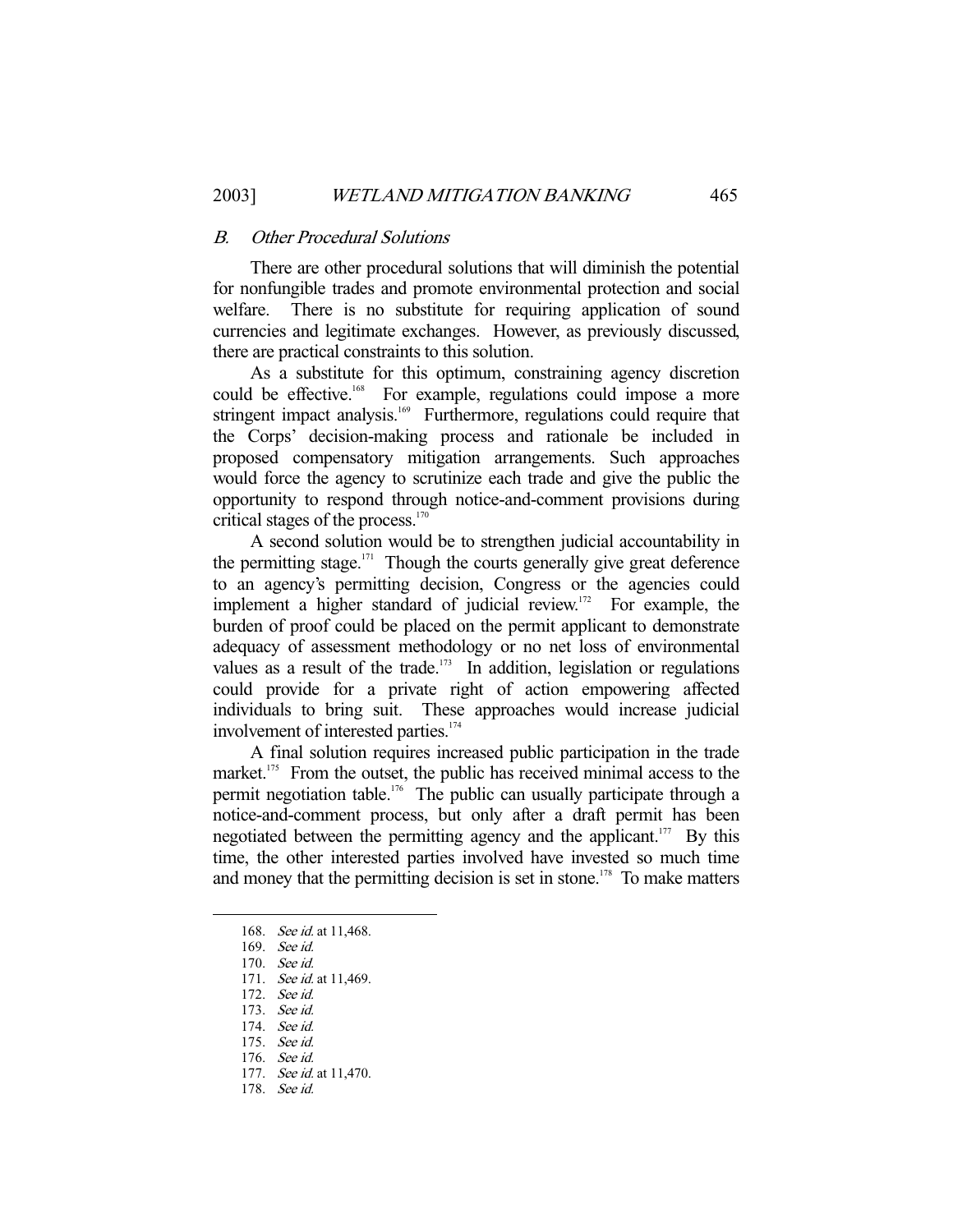### B. *Other Procedural Solutions*

There are other procedural solutions that will diminish the potential for nonfungible trades and promote environmental protection and social welfare. There is no substitute for requiring application of sound currencies and legitimate exchanges. However, as previously discussed, there are practical constraints to this solution.

As a substitute for this optimum, constraining agency discretion could be effective.[168] For example, regulations could impose a more stringent impact analysis.[169] Furthermore, regulations could require that the Corps' decision-making process and rationale be included in proposed compensatory mitigation arrangements. Such approaches would force the agency to scrutinize each trade and give the public the opportunity to respond through notice-and-comment provisions during critical stages of the process.[170]

A second solution would be to strengthen judicial accountability in the permitting stage.[171] Though the courts generally give great deference to an agency's permitting decision, Congress or the agencies could implement a higher standard of judicial review.[172] For example, the burden of proof could be placed on the permit applicant to demonstrate adequacy of assessment methodology or no net loss of environmental values as a result of the trade.[173] In addition, legislation or regulations could provide for a private right of action empowering affected individuals to bring suit. These approaches would increase judicial involvement of interested parties.[174]

A final solution requires increased public participation in the trade market.[175] From the outset, the public has received minimal access to the permit negotiation table.[176] The public can usually participate through a notice-and-comment process, but only after a draft permit has been negotiated between the permitting agency and the applicant.[177] By this time, the other interested parties involved have invested so much time and money that the permitting decision is set in stone.[178] To make matters

---

168. *See id.* at 11,468.
169. *See id.*
170. *See id.*
171. *See id.* at 11,469.
172. *See id.*
173. *See id.*
174. *See id.*
175. *See id.*
176. *See id.*
177. *See id.* at 11,470.
178. *See id.*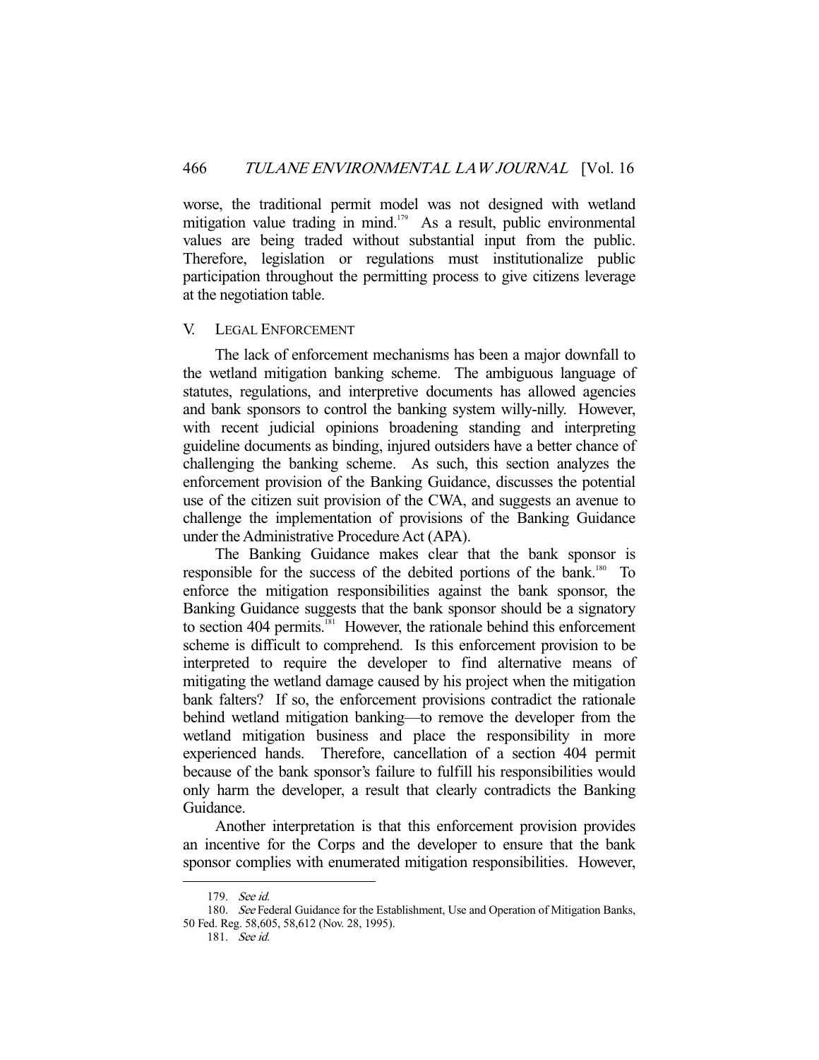worse, the traditional permit model was not designed with wetland mitigation value trading in mind.[179] As a result, public environmental values are being traded without substantial input from the public. Therefore, legislation or regulations must institutionalize public participation throughout the permitting process to give citizens leverage at the negotiation table.

## V. LEGAL ENFORCEMENT

The lack of enforcement mechanisms has been a major downfall to the wetland mitigation banking scheme. The ambiguous language of statutes, regulations, and interpretive documents has allowed agencies and bank sponsors to control the banking system willy-nilly. However, with recent judicial opinions broadening standing and interpreting guideline documents as binding, injured outsiders have a better chance of challenging the banking scheme. As such, this section analyzes the enforcement provision of the Banking Guidance, discusses the potential use of the citizen suit provision of the CWA, and suggests an avenue to challenge the implementation of provisions of the Banking Guidance under the Administrative Procedure Act (APA).

The Banking Guidance makes clear that the bank sponsor is responsible for the success of the debited portions of the bank.[180] To enforce the mitigation responsibilities against the bank sponsor, the Banking Guidance suggests that the bank sponsor should be a signatory to section 404 permits.[181] However, the rationale behind this enforcement scheme is difficult to comprehend. Is this enforcement provision to be interpreted to require the developer to find alternative means of mitigating the wetland damage caused by his project when the mitigation bank falters? If so, the enforcement provisions contradict the rationale behind wetland mitigation banking—to remove the developer from the wetland mitigation business and place the responsibility in more experienced hands. Therefore, cancellation of a section 404 permit because of the bank sponsor's failure to fulfill his responsibilities would only harm the developer, a result that clearly contradicts the Banking Guidance.

Another interpretation is that this enforcement provision provides an incentive for the Corps and the developer to ensure that the bank sponsor complies with enumerated mitigation responsibilities. However,

---

179. *See id.*

180. *See* Federal Guidance for the Establishment, Use and Operation of Mitigation Banks, 50 Fed. Reg. 58,605, 58,612 (Nov. 28, 1995).

181. *See id.*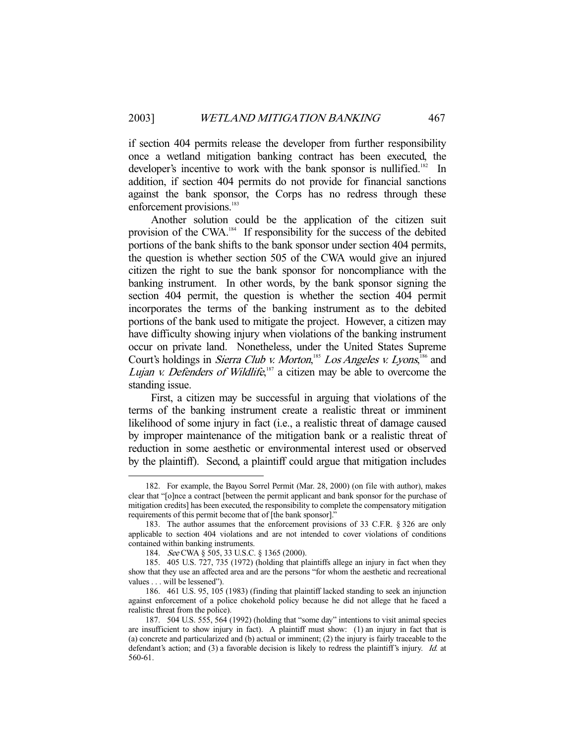if section 404 permits release the developer from further responsibility once a wetland mitigation banking contract has been executed, the developer's incentive to work with the bank sponsor is nullified.[182] In addition, if section 404 permits do not provide for financial sanctions against the bank sponsor, the Corps has no redress through these enforcement provisions.[183]

Another solution could be the application of the citizen suit provision of the CWA.[184] If responsibility for the success of the debited portions of the bank shifts to the bank sponsor under section 404 permits, the question is whether section 505 of the CWA would give an injured citizen the right to sue the bank sponsor for noncompliance with the banking instrument. In other words, by the bank sponsor signing the section 404 permit, the question is whether the section 404 permit incorporates the terms of the banking instrument as to the debited portions of the bank used to mitigate the project. However, a citizen may have difficulty showing injury when violations of the banking instrument occur on private land. Nonetheless, under the United States Supreme Court's holdings in *Sierra Club v. Morton*,[185] *Los Angeles v. Lyons*,[186] and *Lujan v. Defenders of Wildlife*,[187] a citizen may be able to overcome the standing issue.

First, a citizen may be successful in arguing that violations of the terms of the banking instrument create a realistic threat or imminent likelihood of some injury in fact (i.e., a realistic threat of damage caused by improper maintenance of the mitigation bank or a realistic threat of reduction in some aesthetic or environmental interest used or observed by the plaintiff). Second, a plaintiff could argue that mitigation includes

---

182. For example, the Bayou Sorrel Permit (Mar. 28, 2000) (on file with author), makes clear that "[o]nce a contract [between the permit applicant and bank sponsor for the purchase of mitigation credits] has been executed, the responsibility to complete the compensatory mitigation requirements of this permit become that of [the bank sponsor]."

183. The author assumes that the enforcement provisions of 33 C.F.R. § 326 are only applicable to section 404 violations and are not intended to cover violations of conditions contained within banking instruments.

184. *See* CWA § 505, 33 U.S.C. § 1365 (2000).

185. 405 U.S. 727, 735 (1972) (holding that plaintiffs allege an injury in fact when they show that they use an affected area and are the persons "for whom the aesthetic and recreational values . . . will be lessened").

186. 461 U.S. 95, 105 (1983) (finding that plaintiff lacked standing to seek an injunction against enforcement of a police chokehold policy because he did not allege that he faced a realistic threat from the police).

187. 504 U.S. 555, 564 (1992) (holding that "some day" intentions to visit animal species are insufficient to show injury in fact). A plaintiff must show: (1) an injury in fact that is (a) concrete and particularized and (b) actual or imminent; (2) the injury is fairly traceable to the defendant's action; and (3) a favorable decision is likely to redress the plaintiff's injury. *Id.* at 560-61.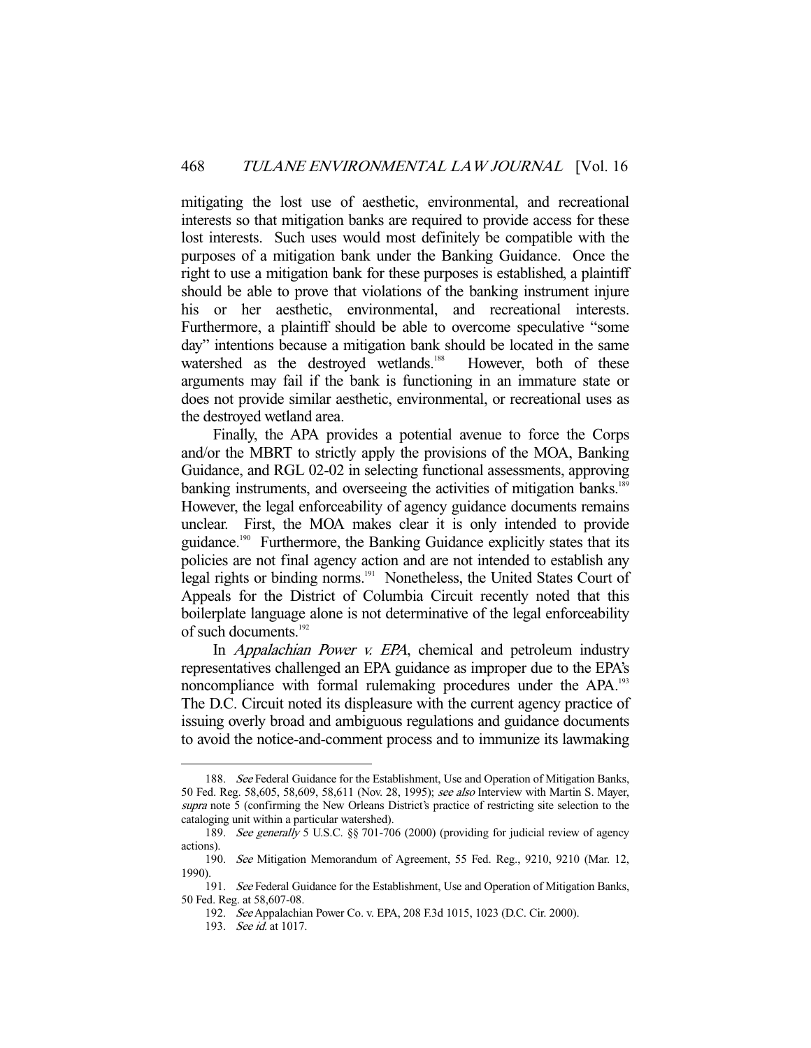mitigating the lost use of aesthetic, environmental, and recreational interests so that mitigation banks are required to provide access for these lost interests. Such uses would most definitely be compatible with the purposes of a mitigation bank under the Banking Guidance. Once the right to use a mitigation bank for these purposes is established, a plaintiff should be able to prove that violations of the banking instrument injure his or her aesthetic, environmental, and recreational interests. Furthermore, a plaintiff should be able to overcome speculative "some day" intentions because a mitigation bank should be located in the same watershed as the destroyed wetlands.[188] However, both of these arguments may fail if the bank is functioning in an immature state or does not provide similar aesthetic, environmental, or recreational uses as the destroyed wetland area.

Finally, the APA provides a potential avenue to force the Corps and/or the MBRT to strictly apply the provisions of the MOA, Banking Guidance, and RGL 02-02 in selecting functional assessments, approving banking instruments, and overseeing the activities of mitigation banks.[189] However, the legal enforceability of agency guidance documents remains unclear. First, the MOA makes clear it is only intended to provide guidance.[190] Furthermore, the Banking Guidance explicitly states that its policies are not final agency action and are not intended to establish any legal rights or binding norms.[191] Nonetheless, the United States Court of Appeals for the District of Columbia Circuit recently noted that this boilerplate language alone is not determinative of the legal enforceability of such documents.[192]

In *Appalachian Power v. EPA*, chemical and petroleum industry representatives challenged an EPA guidance as improper due to the EPA's noncompliance with formal rulemaking procedures under the APA.[193] The D.C. Circuit noted its displeasure with the current agency practice of issuing overly broad and ambiguous regulations and guidance documents to avoid the notice-and-comment process and to immunize its lawmaking

---

188. *See* Federal Guidance for the Establishment, Use and Operation of Mitigation Banks, 50 Fed. Reg. 58,605, 58,609, 58,611 (Nov. 28, 1995); *see also* Interview with Martin S. Mayer, *supra* note 5 (confirming the New Orleans District's practice of restricting site selection to the cataloging unit within a particular watershed).

189. *See generally* 5 U.S.C. §§ 701-706 (2000) (providing for judicial review of agency actions).

190. *See* Mitigation Memorandum of Agreement, 55 Fed. Reg., 9210, 9210 (Mar. 12, 1990).

191. *See* Federal Guidance for the Establishment, Use and Operation of Mitigation Banks, 50 Fed. Reg. at 58,607-08.

192. *See* Appalachian Power Co. v. EPA, 208 F.3d 1015, 1023 (D.C. Cir. 2000).

193. *See id.* at 1017.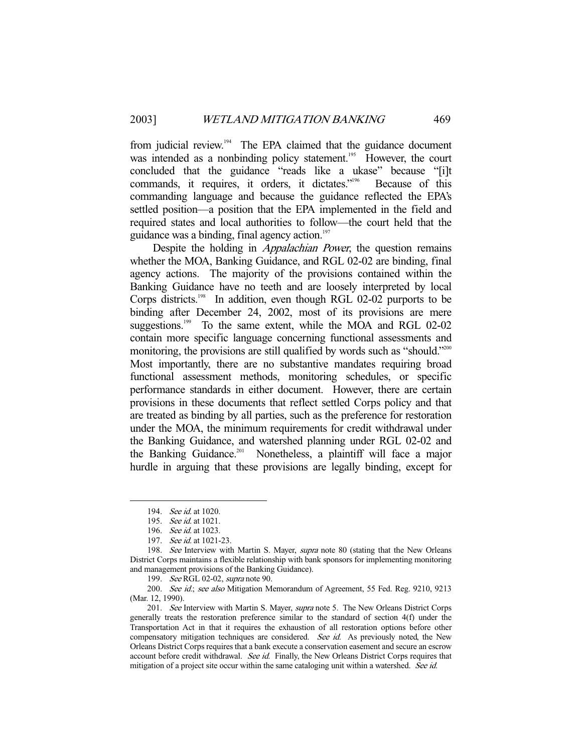from judicial review.[194] The EPA claimed that the guidance document was intended as a nonbinding policy statement.[195] However, the court concluded that the guidance "reads like a ukase" because "[i]t commands, it requires, it orders, it dictates."[196] Because of this commanding language and because the guidance reflected the EPA's settled position—a position that the EPA implemented in the field and required states and local authorities to follow—the court held that the guidance was a binding, final agency action.[197]

Despite the holding in *Appalachian Power*, the question remains whether the MOA, Banking Guidance, and RGL 02-02 are binding, final agency actions. The majority of the provisions contained within the Banking Guidance have no teeth and are loosely interpreted by local Corps districts.[198] In addition, even though RGL 02-02 purports to be binding after December 24, 2002, most of its provisions are mere suggestions.[199] To the same extent, while the MOA and RGL 02-02 contain more specific language concerning functional assessments and monitoring, the provisions are still qualified by words such as "should."[200] Most importantly, there are no substantive mandates requiring broad functional assessment methods, monitoring schedules, or specific performance standards in either document. However, there are certain provisions in these documents that reflect settled Corps policy and that are treated as binding by all parties, such as the preference for restoration under the MOA, the minimum requirements for credit withdrawal under the Banking Guidance, and watershed planning under RGL 02-02 and the Banking Guidance.[201] Nonetheless, a plaintiff will face a major hurdle in arguing that these provisions are legally binding, except for

---

194. *See id.* at 1020.

195. *See id.* at 1021.

196. *See id.* at 1023.

197. *See id.* at 1021-23.

198. *See* Interview with Martin S. Mayer, *supra* note 80 (stating that the New Orleans District Corps maintains a flexible relationship with bank sponsors for implementing monitoring and management provisions of the Banking Guidance).

199. *See* RGL 02-02, *supra* note 90.

200. *See id.*; *see also* Mitigation Memorandum of Agreement, 55 Fed. Reg. 9210, 9213 (Mar. 12, 1990).

201. *See* Interview with Martin S. Mayer, *supra* note 5. The New Orleans District Corps generally treats the restoration preference similar to the standard of section 4(f) under the Transportation Act in that it requires the exhaustion of all restoration options before other compensatory mitigation techniques are considered. *See id.* As previously noted, the New Orleans District Corps requires that a bank execute a conservation easement and secure an escrow account before credit withdrawal. *See id.* Finally, the New Orleans District Corps requires that mitigation of a project site occur within the same cataloging unit within a watershed. *See id.*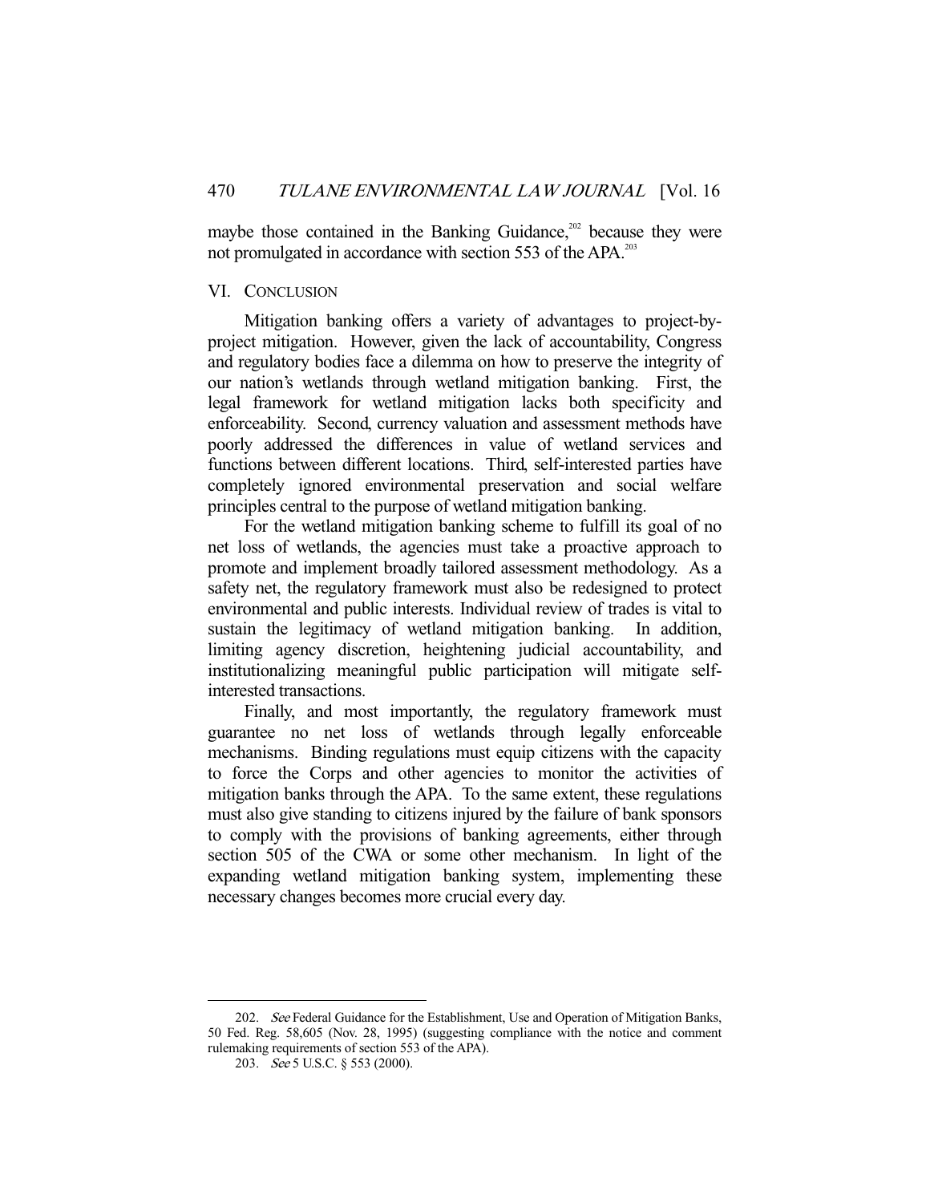maybe those contained in the Banking Guidance,[202] because they were not promulgated in accordance with section 553 of the APA.[203]

## VI. CONCLUSION

Mitigation banking offers a variety of advantages to project-by-project mitigation. However, given the lack of accountability, Congress and regulatory bodies face a dilemma on how to preserve the integrity of our nation's wetlands through wetland mitigation banking. First, the legal framework for wetland mitigation lacks both specificity and enforceability. Second, currency valuation and assessment methods have poorly addressed the differences in value of wetland services and functions between different locations. Third, self-interested parties have completely ignored environmental preservation and social welfare principles central to the purpose of wetland mitigation banking.

For the wetland mitigation banking scheme to fulfill its goal of no net loss of wetlands, the agencies must take a proactive approach to promote and implement broadly tailored assessment methodology. As a safety net, the regulatory framework must also be redesigned to protect environmental and public interests. Individual review of trades is vital to sustain the legitimacy of wetland mitigation banking. In addition, limiting agency discretion, heightening judicial accountability, and institutionalizing meaningful public participation will mitigate self-interested transactions.

Finally, and most importantly, the regulatory framework must guarantee no net loss of wetlands through legally enforceable mechanisms. Binding regulations must equip citizens with the capacity to force the Corps and other agencies to monitor the activities of mitigation banks through the APA. To the same extent, these regulations must also give standing to citizens injured by the failure of bank sponsors to comply with the provisions of banking agreements, either through section 505 of the CWA or some other mechanism. In light of the expanding wetland mitigation banking system, implementing these necessary changes becomes more crucial every day.

---

202. *See* Federal Guidance for the Establishment, Use and Operation of Mitigation Banks, 50 Fed. Reg. 58,605 (Nov. 28, 1995) (suggesting compliance with the notice and comment rulemaking requirements of section 553 of the APA).

203. *See* 5 U.S.C. § 553 (2000).